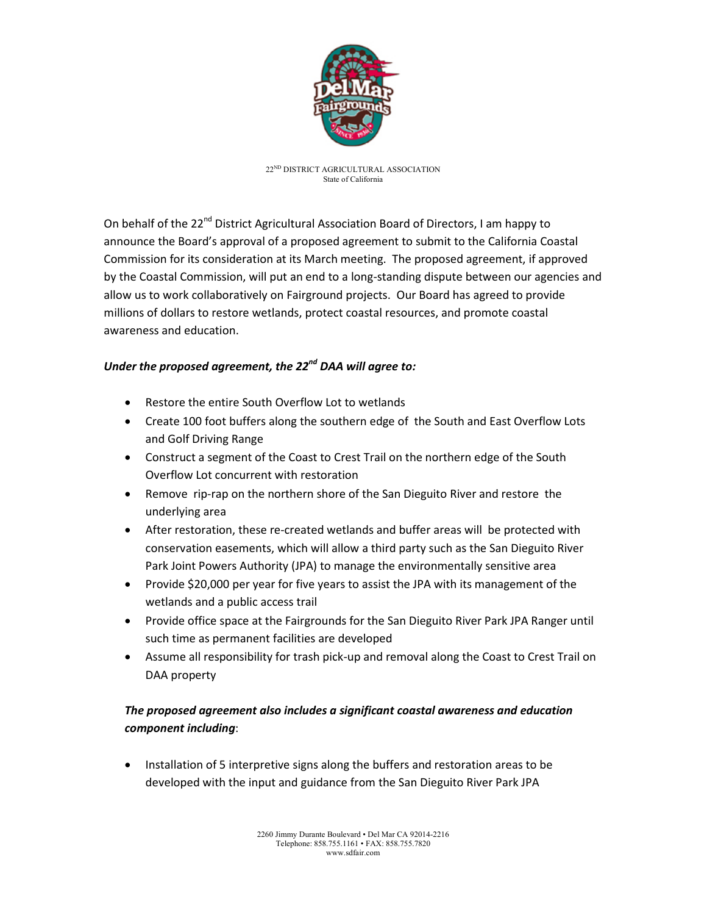22[ND] DISTRICT AGRICULTURAL ASSOCIATION
State of California

On behalf of the 22[nd] District Agricultural Association Board of Directors, I am happy to announce the Board's approval of a proposed agreement to submit to the California Coastal Commission for its consideration at its March meeting. The proposed agreement, if approved by the Coastal Commission, will put an end to a long-standing dispute between our agencies and allow us to work collaboratively on Fairground projects. Our Board has agreed to provide millions of dollars to restore wetlands, protect coastal resources, and promote coastal awareness and education.

***Under the proposed agreement, the 22[nd] DAA will agree to:***

- Restore the entire South Overflow Lot to wetlands
- Create 100 foot buffers along the southern edge of the South and East Overflow Lots and Golf Driving Range
- Construct a segment of the Coast to Crest Trail on the northern edge of the South Overflow Lot concurrent with restoration
- Remove rip-rap on the northern shore of the San Dieguito River and restore the underlying area
- After restoration, these re-created wetlands and buffer areas will be protected with conservation easements, which will allow a third party such as the San Dieguito River Park Joint Powers Authority (JPA) to manage the environmentally sensitive area
- Provide $20,000 per year for five years to assist the JPA with its management of the wetlands and a public access trail
- Provide office space at the Fairgrounds for the San Dieguito River Park JPA Ranger until such time as permanent facilities are developed
- Assume all responsibility for trash pick-up and removal along the Coast to Crest Trail on DAA property

***The proposed agreement also includes a significant coastal awareness and education component including***:

- Installation of 5 interpretive signs along the buffers and restoration areas to be developed with the input and guidance from the San Dieguito River Park JPA

2260 Jimmy Durante Boulevard • Del Mar CA 92014-2216
Telephone: 858.755.1161 • FAX: 858.755.7820
www.sdfair.com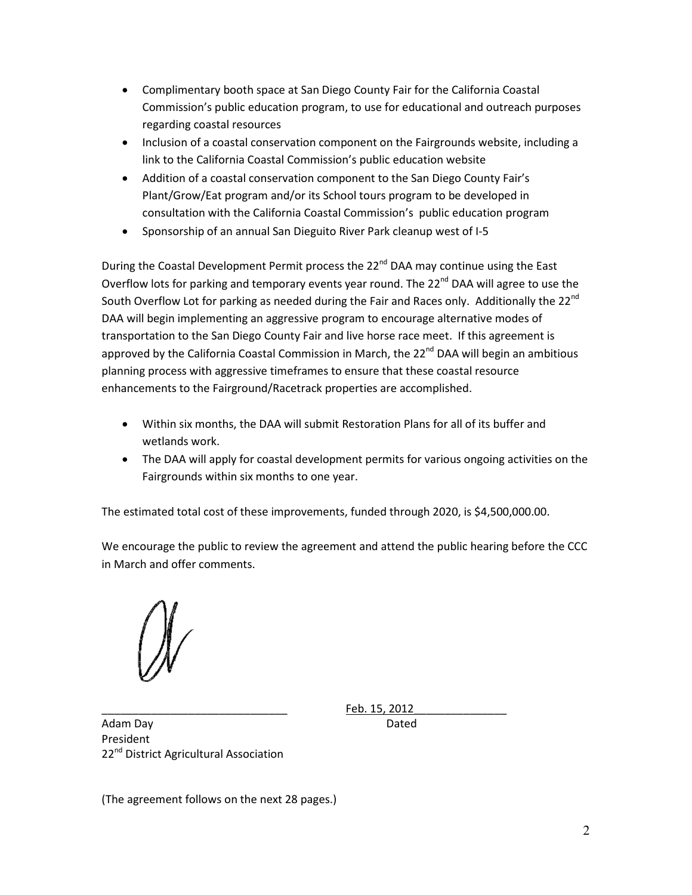- Complimentary booth space at San Diego County Fair for the California Coastal Commission's public education program, to use for educational and outreach purposes regarding coastal resources
- Inclusion of a coastal conservation component on the Fairgrounds website, including a link to the California Coastal Commission's public education website
- Addition of a coastal conservation component to the San Diego County Fair's Plant/Grow/Eat program and/or its School tours program to be developed in consultation with the California Coastal Commission's public education program
- Sponsorship of an annual San Dieguito River Park cleanup west of I-5

During the Coastal Development Permit process the 22nd DAA may continue using the East Overflow lots for parking and temporary events year round. The 22nd DAA will agree to use the South Overflow Lot for parking as needed during the Fair and Races only. Additionally the 22nd DAA will begin implementing an aggressive program to encourage alternative modes of transportation to the San Diego County Fair and live horse race meet. If this agreement is approved by the California Coastal Commission in March, the 22nd DAA will begin an ambitious planning process with aggressive timeframes to ensure that these coastal resource enhancements to the Fairground/Racetrack properties are accomplished.

- Within six months, the DAA will submit Restoration Plans for all of its buffer and wetlands work.
- The DAA will apply for coastal development permits for various ongoing activities on the Fairgrounds within six months to one year.

The estimated total cost of these improvements, funded through 2020, is $4,500,000.00.

We encourage the public to review the agreement and attend the public hearing before the CCC in March and offer comments.

______________________________ Feb. 15, 2012______________

Adam Day Dated
President
22nd District Agricultural Association

(The agreement follows on the next 28 pages.)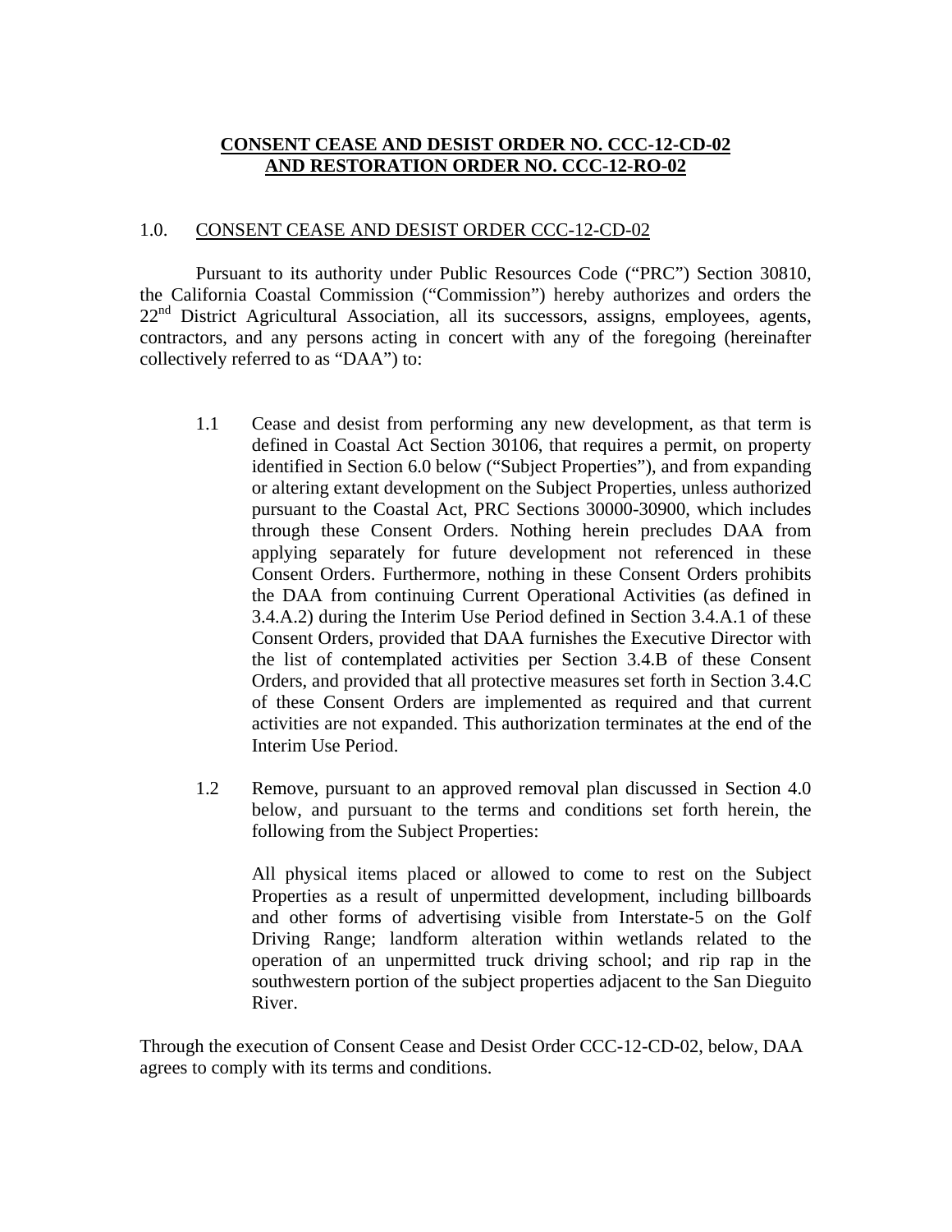**CONSENT CEASE AND DESIST ORDER NO. CCC-12-CD-02**
**AND RESTORATION ORDER NO. CCC-12-RO-02**

## 1.0. CONSENT CEASE AND DESIST ORDER CCC-12-CD-02

Pursuant to its authority under Public Resources Code ("PRC") Section 30810, the California Coastal Commission ("Commission") hereby authorizes and orders the 22nd District Agricultural Association, all its successors, assigns, employees, agents, contractors, and any persons acting in concert with any of the foregoing (hereinafter collectively referred to as "DAA") to:

1.1 Cease and desist from performing any new development, as that term is defined in Coastal Act Section 30106, that requires a permit, on property identified in Section 6.0 below ("Subject Properties"), and from expanding or altering extant development on the Subject Properties, unless authorized pursuant to the Coastal Act, PRC Sections 30000-30900, which includes through these Consent Orders. Nothing herein precludes DAA from applying separately for future development not referenced in these Consent Orders. Furthermore, nothing in these Consent Orders prohibits the DAA from continuing Current Operational Activities (as defined in 3.4.A.2) during the Interim Use Period defined in Section 3.4.A.1 of these Consent Orders, provided that DAA furnishes the Executive Director with the list of contemplated activities per Section 3.4.B of these Consent Orders, and provided that all protective measures set forth in Section 3.4.C of these Consent Orders are implemented as required and that current activities are not expanded. This authorization terminates at the end of the Interim Use Period.

1.2 Remove, pursuant to an approved removal plan discussed in Section 4.0 below, and pursuant to the terms and conditions set forth herein, the following from the Subject Properties:

All physical items placed or allowed to come to rest on the Subject Properties as a result of unpermitted development, including billboards and other forms of advertising visible from Interstate-5 on the Golf Driving Range; landform alteration within wetlands related to the operation of an unpermitted truck driving school; and rip rap in the southwestern portion of the subject properties adjacent to the San Dieguito River.

Through the execution of Consent Cease and Desist Order CCC-12-CD-02, below, DAA agrees to comply with its terms and conditions.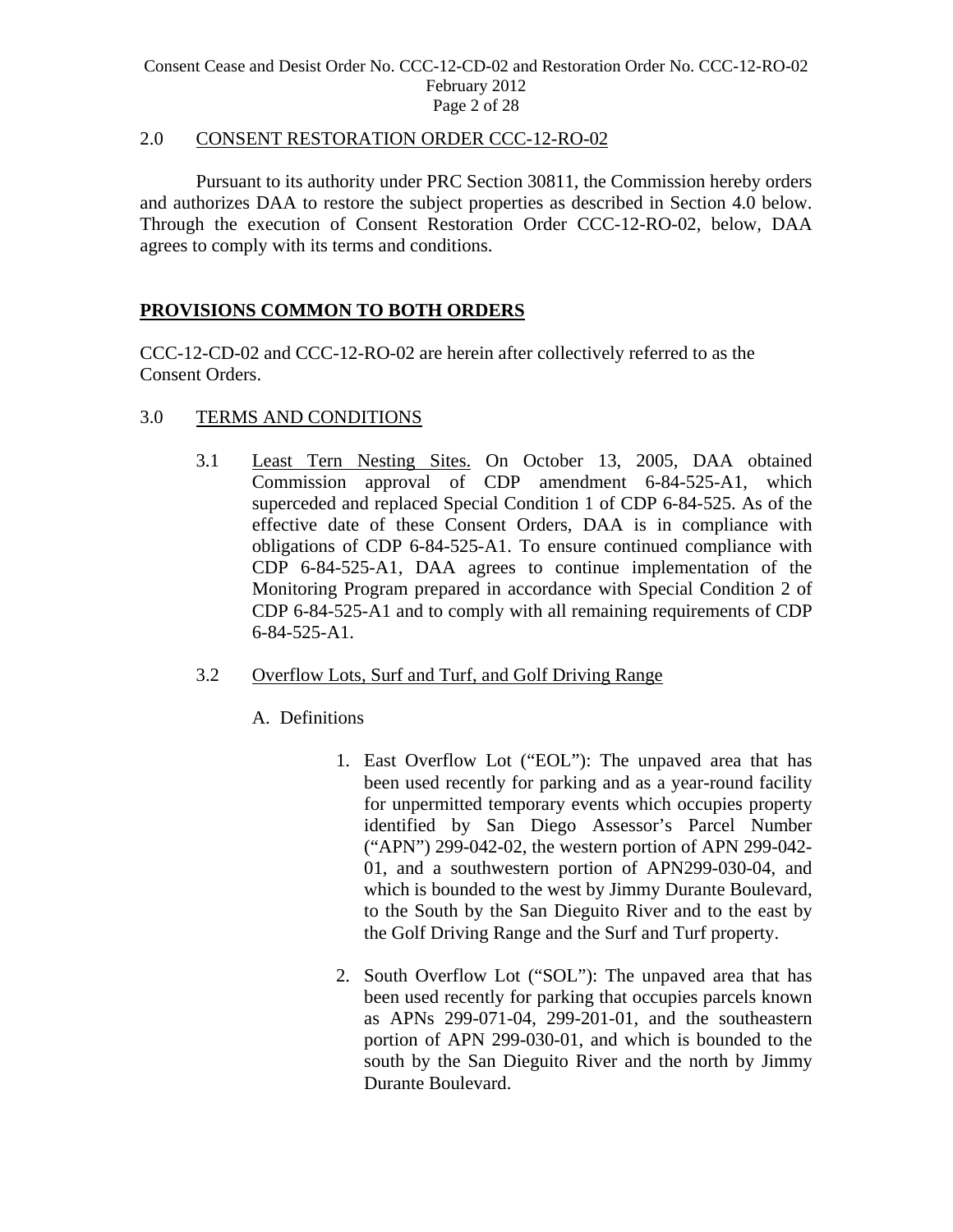## 2.0 CONSENT RESTORATION ORDER CCC-12-RO-02

Pursuant to its authority under PRC Section 30811, the Commission hereby orders and authorizes DAA to restore the subject properties as described in Section 4.0 below. Through the execution of Consent Restoration Order CCC-12-RO-02, below, DAA agrees to comply with its terms and conditions.

## PROVISIONS COMMON TO BOTH ORDERS

CCC-12-CD-02 and CCC-12-RO-02 are herein after collectively referred to as the Consent Orders.

## 3.0 TERMS AND CONDITIONS

3.1 Least Tern Nesting Sites. On October 13, 2005, DAA obtained Commission approval of CDP amendment 6-84-525-A1, which superceded and replaced Special Condition 1 of CDP 6-84-525. As of the effective date of these Consent Orders, DAA is in compliance with obligations of CDP 6-84-525-A1. To ensure continued compliance with CDP 6-84-525-A1, DAA agrees to continue implementation of the Monitoring Program prepared in accordance with Special Condition 2 of CDP 6-84-525-A1 and to comply with all remaining requirements of CDP 6-84-525-A1.

3.2 Overflow Lots, Surf and Turf, and Golf Driving Range

A. Definitions

1. East Overflow Lot ("EOL"): The unpaved area that has been used recently for parking and as a year-round facility for unpermitted temporary events which occupies property identified by San Diego Assessor's Parcel Number ("APN") 299-042-02, the western portion of APN 299-042-01, and a southwestern portion of APN299-030-04, and which is bounded to the west by Jimmy Durante Boulevard, to the South by the San Dieguito River and to the east by the Golf Driving Range and the Surf and Turf property.

2. South Overflow Lot ("SOL"): The unpaved area that has been used recently for parking that occupies parcels known as APNs 299-071-04, 299-201-01, and the southeastern portion of APN 299-030-01, and which is bounded to the south by the San Dieguito River and the north by Jimmy Durante Boulevard.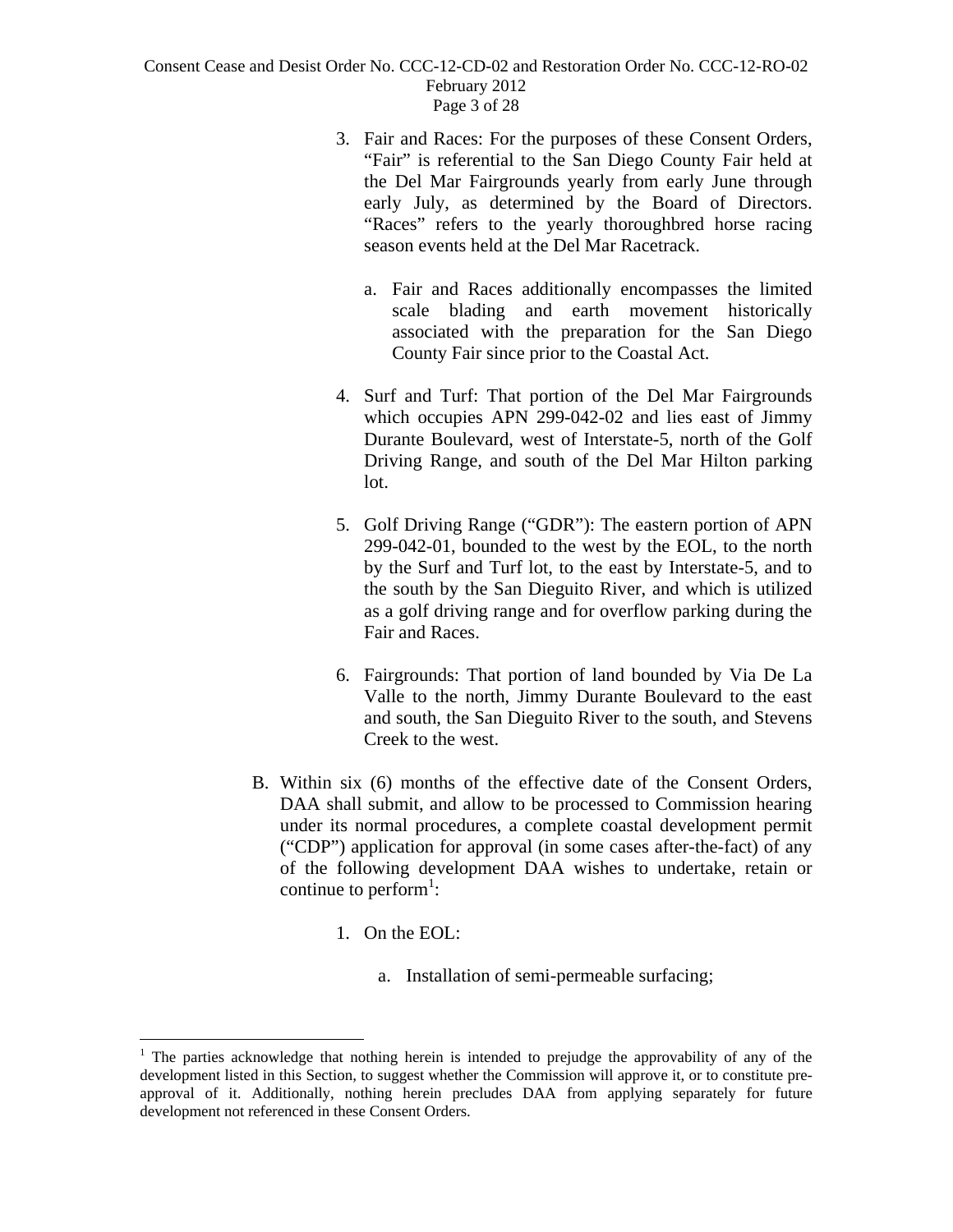3. Fair and Races: For the purposes of these Consent Orders, "Fair" is referential to the San Diego County Fair held at the Del Mar Fairgrounds yearly from early June through early July, as determined by the Board of Directors. "Races" refers to the yearly thoroughbred horse racing season events held at the Del Mar Racetrack.

   a. Fair and Races additionally encompasses the limited scale blading and earth movement historically associated with the preparation for the San Diego County Fair since prior to the Coastal Act.

4. Surf and Turf: That portion of the Del Mar Fairgrounds which occupies APN 299-042-02 and lies east of Jimmy Durante Boulevard, west of Interstate-5, north of the Golf Driving Range, and south of the Del Mar Hilton parking lot.

5. Golf Driving Range ("GDR"): The eastern portion of APN 299-042-01, bounded to the west by the EOL, to the north by the Surf and Turf lot, to the east by Interstate-5, and to the south by the San Dieguito River, and which is utilized as a golf driving range and for overflow parking during the Fair and Races.

6. Fairgrounds: That portion of land bounded by Via De La Valle to the north, Jimmy Durante Boulevard to the east and south, the San Dieguito River to the south, and Stevens Creek to the west.

B. Within six (6) months of the effective date of the Consent Orders, DAA shall submit, and allow to be processed to Commission hearing under its normal procedures, a complete coastal development permit ("CDP") application for approval (in some cases after-the-fact) of any of the following development DAA wishes to undertake, retain or continue to perform[1]:

   1. On the EOL:

      a. Installation of semi-permeable surfacing;

[1] The parties acknowledge that nothing herein is intended to prejudge the approvability of any of the development listed in this Section, to suggest whether the Commission will approve it, or to constitute pre-approval of it. Additionally, nothing herein precludes DAA from applying separately for future development not referenced in these Consent Orders.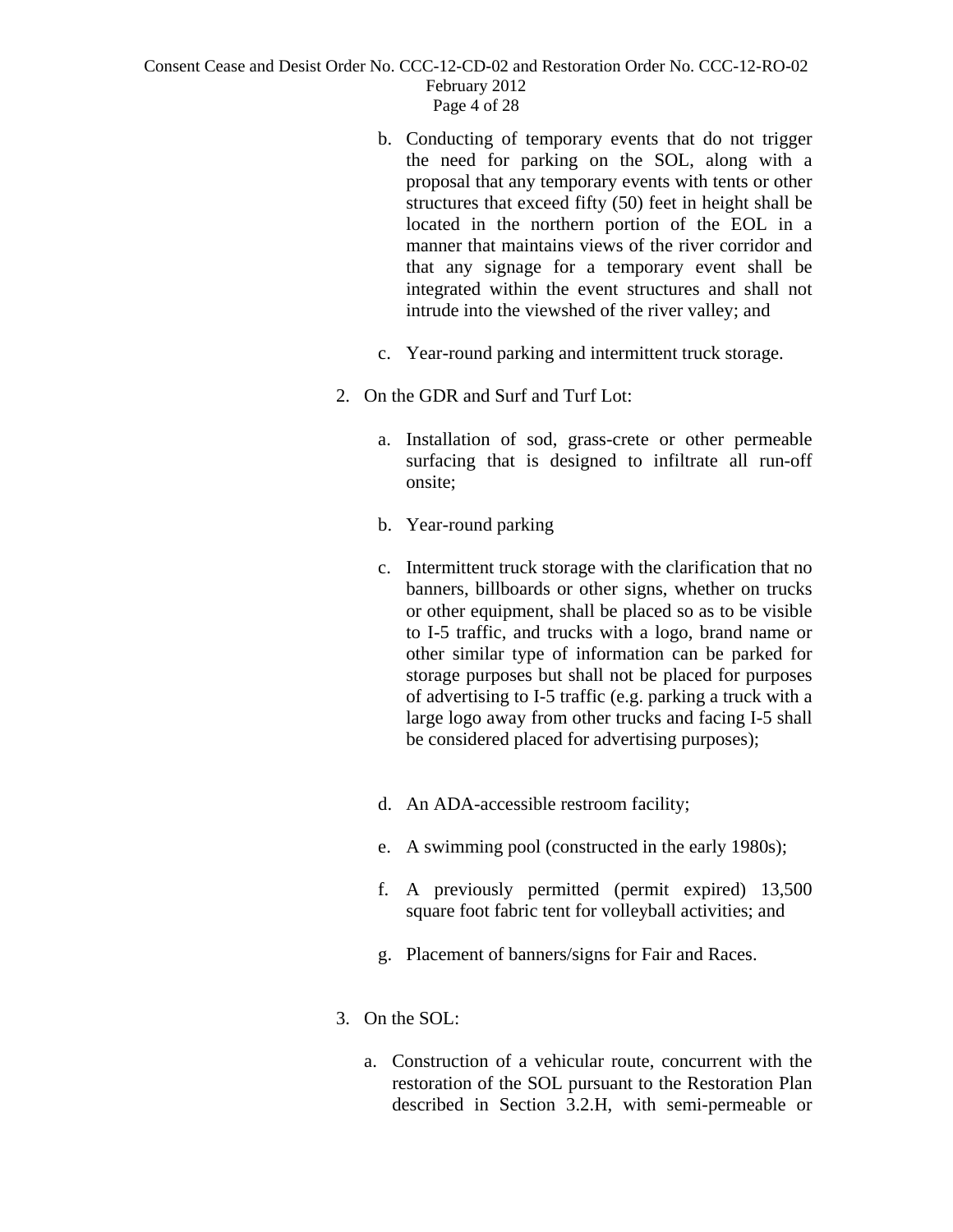b. Conducting of temporary events that do not trigger the need for parking on the SOL, along with a proposal that any temporary events with tents or other structures that exceed fifty (50) feet in height shall be located in the northern portion of the EOL in a manner that maintains views of the river corridor and that any signage for a temporary event shall be integrated within the event structures and shall not intrude into the viewshed of the river valley; and

c. Year-round parking and intermittent truck storage.

2. On the GDR and Surf and Turf Lot:

   a. Installation of sod, grass-crete or other permeable surfacing that is designed to infiltrate all run-off onsite;

   b. Year-round parking

   c. Intermittent truck storage with the clarification that no banners, billboards or other signs, whether on trucks or other equipment, shall be placed so as to be visible to I-5 traffic, and trucks with a logo, brand name or other similar type of information can be parked for storage purposes but shall not be placed for purposes of advertising to I-5 traffic (e.g. parking a truck with a large logo away from other trucks and facing I-5 shall be considered placed for advertising purposes);

   d. An ADA-accessible restroom facility;

   e. A swimming pool (constructed in the early 1980s);

   f. A previously permitted (permit expired) 13,500 square foot fabric tent for volleyball activities; and

   g. Placement of banners/signs for Fair and Races.

3. On the SOL:

   a. Construction of a vehicular route, concurrent with the restoration of the SOL pursuant to the Restoration Plan described in Section 3.2.H, with semi-permeable or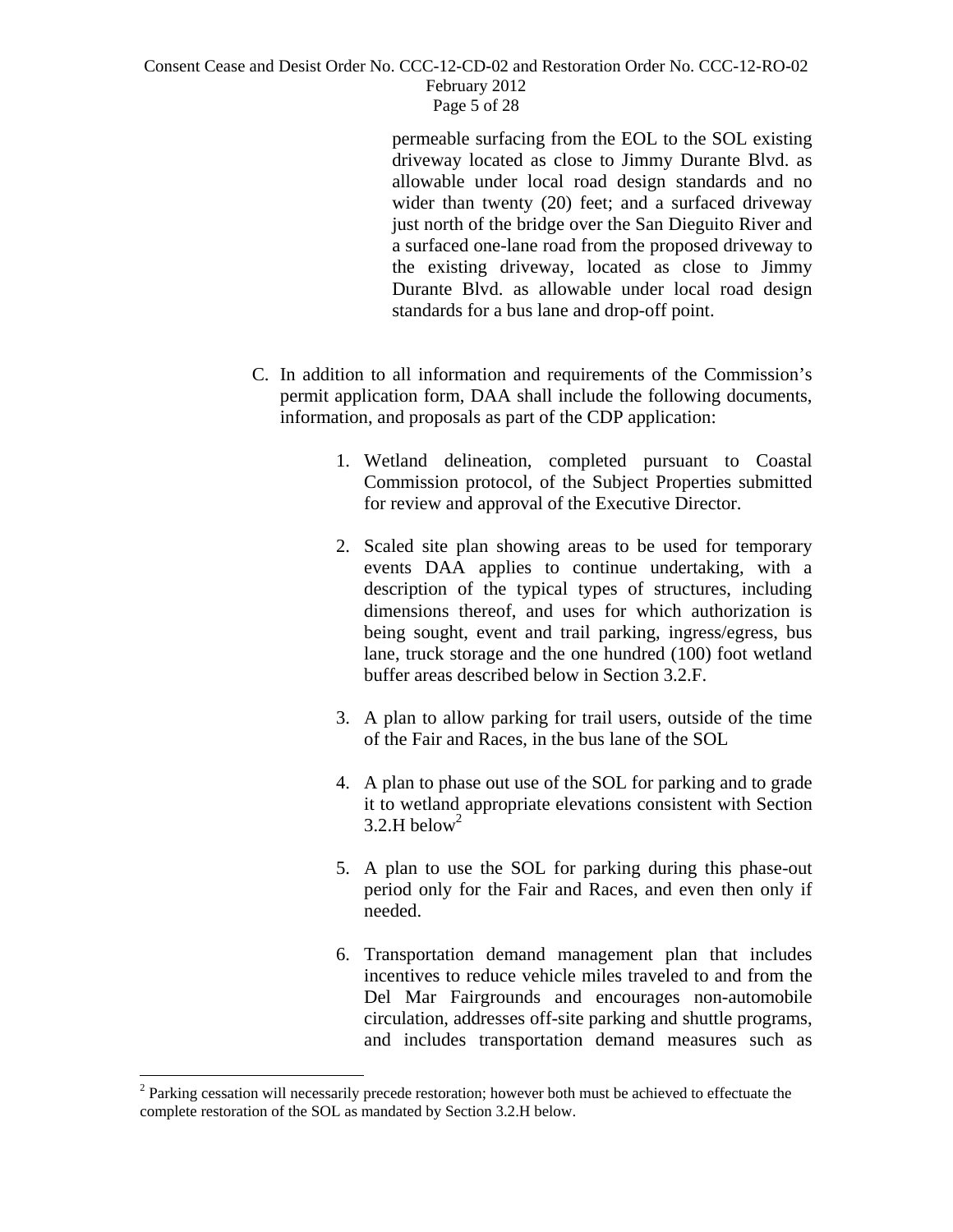permeable surfacing from the EOL to the SOL existing driveway located as close to Jimmy Durante Blvd. as allowable under local road design standards and no wider than twenty (20) feet; and a surfaced driveway just north of the bridge over the San Dieguito River and a surfaced one-lane road from the proposed driveway to the existing driveway, located as close to Jimmy Durante Blvd. as allowable under local road design standards for a bus lane and drop-off point.

C. In addition to all information and requirements of the Commission's permit application form, DAA shall include the following documents, information, and proposals as part of the CDP application:

1. Wetland delineation, completed pursuant to Coastal Commission protocol, of the Subject Properties submitted for review and approval of the Executive Director.

2. Scaled site plan showing areas to be used for temporary events DAA applies to continue undertaking, with a description of the typical types of structures, including dimensions thereof, and uses for which authorization is being sought, event and trail parking, ingress/egress, bus lane, truck storage and the one hundred (100) foot wetland buffer areas described below in Section 3.2.F.

3. A plan to allow parking for trail users, outside of the time of the Fair and Races, in the bus lane of the SOL

4. A plan to phase out use of the SOL for parking and to grade it to wetland appropriate elevations consistent with Section 3.2.H below[2]

5. A plan to use the SOL for parking during this phase-out period only for the Fair and Races, and even then only if needed.

6. Transportation demand management plan that includes incentives to reduce vehicle miles traveled to and from the Del Mar Fairgrounds and encourages non-automobile circulation, addresses off-site parking and shuttle programs, and includes transportation demand measures such as

[2] Parking cessation will necessarily precede restoration; however both must be achieved to effectuate the complete restoration of the SOL as mandated by Section 3.2.H below.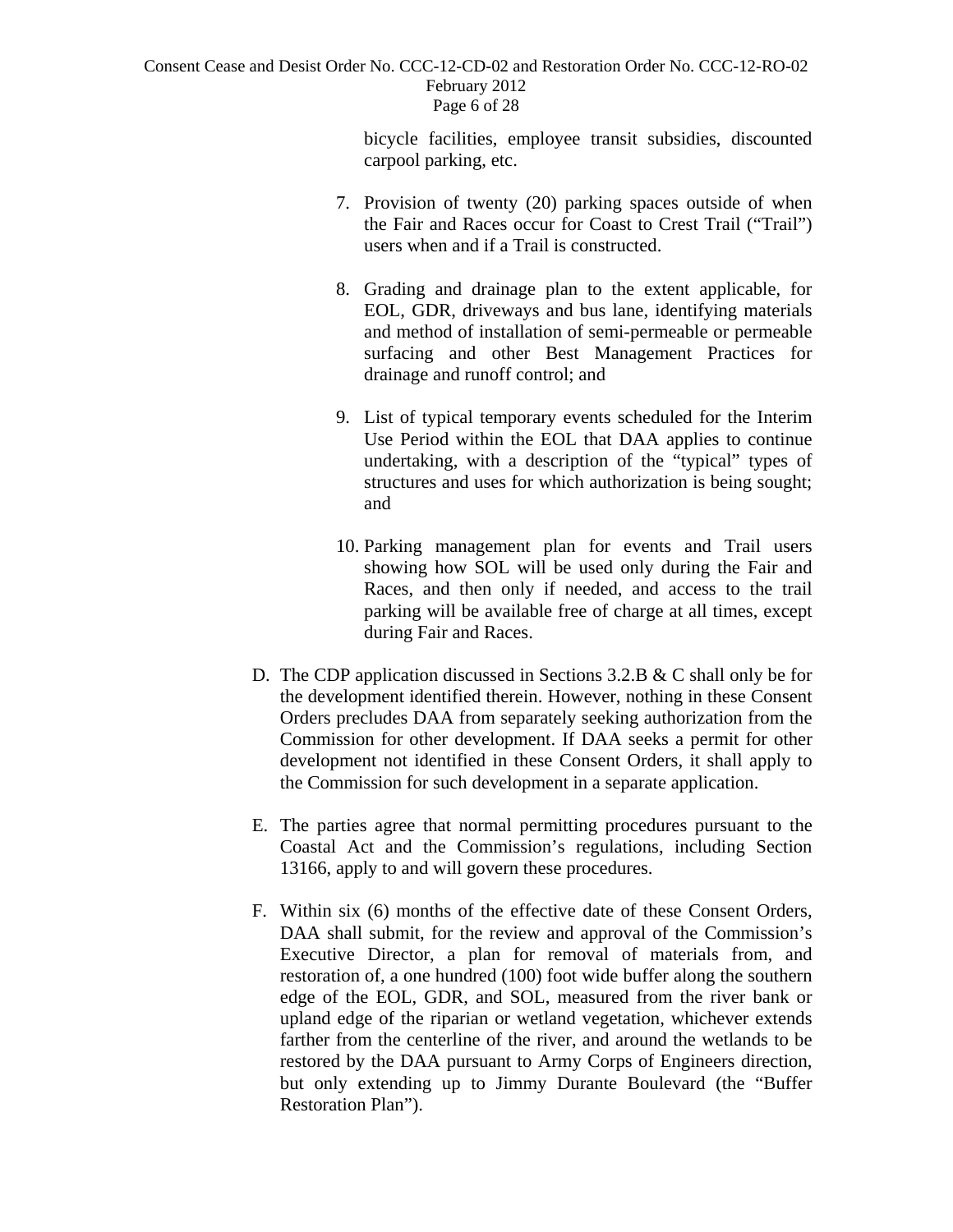bicycle facilities, employee transit subsidies, discounted carpool parking, etc.

7. Provision of twenty (20) parking spaces outside of when the Fair and Races occur for Coast to Crest Trail ("Trail") users when and if a Trail is constructed.

8. Grading and drainage plan to the extent applicable, for EOL, GDR, driveways and bus lane, identifying materials and method of installation of semi-permeable or permeable surfacing and other Best Management Practices for drainage and runoff control; and

9. List of typical temporary events scheduled for the Interim Use Period within the EOL that DAA applies to continue undertaking, with a description of the "typical" types of structures and uses for which authorization is being sought; and

10. Parking management plan for events and Trail users showing how SOL will be used only during the Fair and Races, and then only if needed, and access to the trail parking will be available free of charge at all times, except during Fair and Races.

D. The CDP application discussed in Sections 3.2.B & C shall only be for the development identified therein. However, nothing in these Consent Orders precludes DAA from separately seeking authorization from the Commission for other development. If DAA seeks a permit for other development not identified in these Consent Orders, it shall apply to the Commission for such development in a separate application.

E. The parties agree that normal permitting procedures pursuant to the Coastal Act and the Commission's regulations, including Section 13166, apply to and will govern these procedures.

F. Within six (6) months of the effective date of these Consent Orders, DAA shall submit, for the review and approval of the Commission's Executive Director, a plan for removal of materials from, and restoration of, a one hundred (100) foot wide buffer along the southern edge of the EOL, GDR, and SOL, measured from the river bank or upland edge of the riparian or wetland vegetation, whichever extends farther from the centerline of the river, and around the wetlands to be restored by the DAA pursuant to Army Corps of Engineers direction, but only extending up to Jimmy Durante Boulevard (the "Buffer Restoration Plan").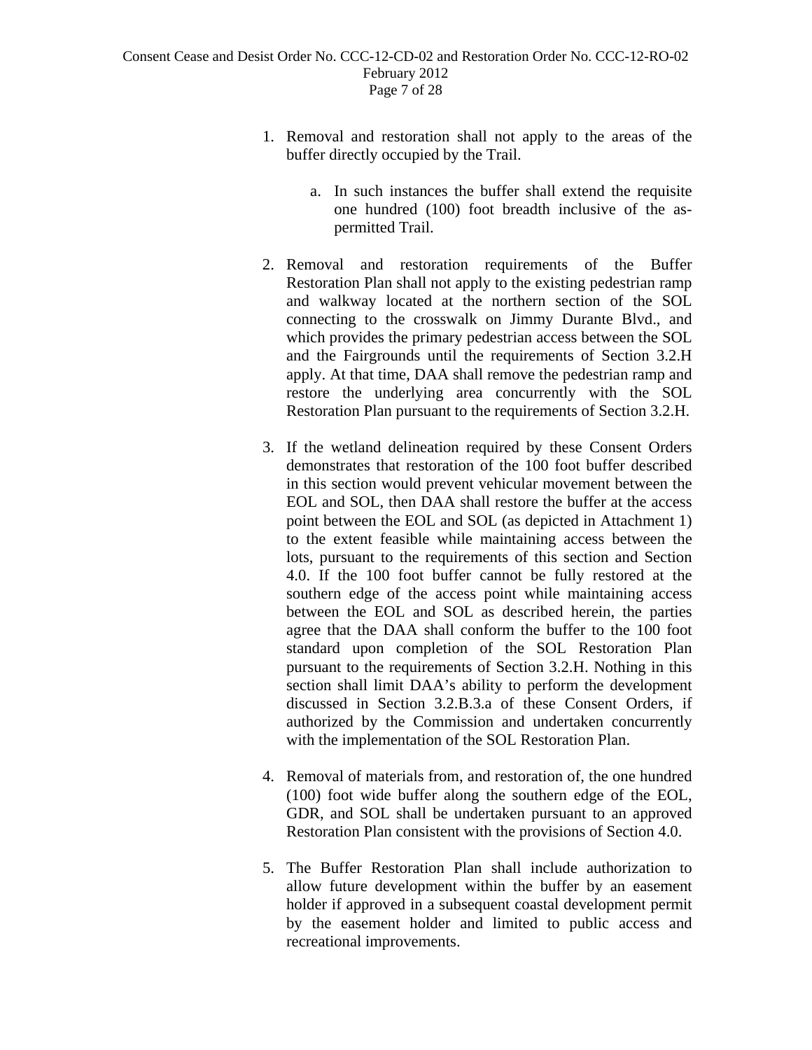1. Removal and restoration shall not apply to the areas of the buffer directly occupied by the Trail.

    a. In such instances the buffer shall extend the requisite one hundred (100) foot breadth inclusive of the as-permitted Trail.

2. Removal and restoration requirements of the Buffer Restoration Plan shall not apply to the existing pedestrian ramp and walkway located at the northern section of the SOL connecting to the crosswalk on Jimmy Durante Blvd., and which provides the primary pedestrian access between the SOL and the Fairgrounds until the requirements of Section 3.2.H apply. At that time, DAA shall remove the pedestrian ramp and restore the underlying area concurrently with the SOL Restoration Plan pursuant to the requirements of Section 3.2.H.

3. If the wetland delineation required by these Consent Orders demonstrates that restoration of the 100 foot buffer described in this section would prevent vehicular movement between the EOL and SOL, then DAA shall restore the buffer at the access point between the EOL and SOL (as depicted in Attachment 1) to the extent feasible while maintaining access between the lots, pursuant to the requirements of this section and Section 4.0. If the 100 foot buffer cannot be fully restored at the southern edge of the access point while maintaining access between the EOL and SOL as described herein, the parties agree that the DAA shall conform the buffer to the 100 foot standard upon completion of the SOL Restoration Plan pursuant to the requirements of Section 3.2.H. Nothing in this section shall limit DAA's ability to perform the development discussed in Section 3.2.B.3.a of these Consent Orders, if authorized by the Commission and undertaken concurrently with the implementation of the SOL Restoration Plan.

4. Removal of materials from, and restoration of, the one hundred (100) foot wide buffer along the southern edge of the EOL, GDR, and SOL shall be undertaken pursuant to an approved Restoration Plan consistent with the provisions of Section 4.0.

5. The Buffer Restoration Plan shall include authorization to allow future development within the buffer by an easement holder if approved in a subsequent coastal development permit by the easement holder and limited to public access and recreational improvements.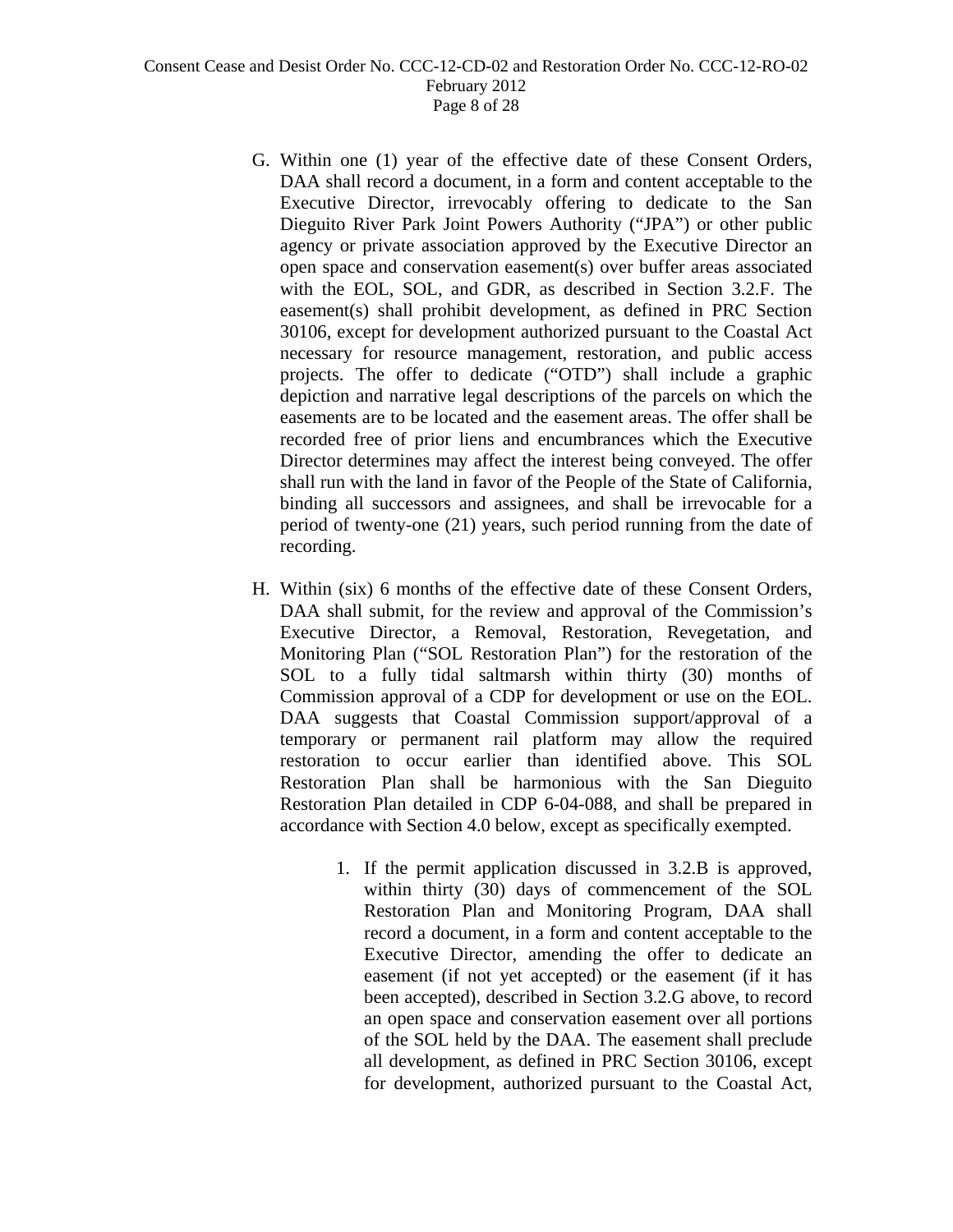G. Within one (1) year of the effective date of these Consent Orders, DAA shall record a document, in a form and content acceptable to the Executive Director, irrevocably offering to dedicate to the San Dieguito River Park Joint Powers Authority ("JPA") or other public agency or private association approved by the Executive Director an open space and conservation easement(s) over buffer areas associated with the EOL, SOL, and GDR, as described in Section 3.2.F. The easement(s) shall prohibit development, as defined in PRC Section 30106, except for development authorized pursuant to the Coastal Act necessary for resource management, restoration, and public access projects. The offer to dedicate ("OTD") shall include a graphic depiction and narrative legal descriptions of the parcels on which the easements are to be located and the easement areas. The offer shall be recorded free of prior liens and encumbrances which the Executive Director determines may affect the interest being conveyed. The offer shall run with the land in favor of the People of the State of California, binding all successors and assignees, and shall be irrevocable for a period of twenty-one (21) years, such period running from the date of recording.

H. Within (six) 6 months of the effective date of these Consent Orders, DAA shall submit, for the review and approval of the Commission's Executive Director, a Removal, Restoration, Revegetation, and Monitoring Plan ("SOL Restoration Plan") for the restoration of the SOL to a fully tidal saltmarsh within thirty (30) months of Commission approval of a CDP for development or use on the EOL. DAA suggests that Coastal Commission support/approval of a temporary or permanent rail platform may allow the required restoration to occur earlier than identified above. This SOL Restoration Plan shall be harmonious with the San Dieguito Restoration Plan detailed in CDP 6-04-088, and shall be prepared in accordance with Section 4.0 below, except as specifically exempted.

   1. If the permit application discussed in 3.2.B is approved, within thirty (30) days of commencement of the SOL Restoration Plan and Monitoring Program, DAA shall record a document, in a form and content acceptable to the Executive Director, amending the offer to dedicate an easement (if not yet accepted) or the easement (if it has been accepted), described in Section 3.2.G above, to record an open space and conservation easement over all portions of the SOL held by the DAA. The easement shall preclude all development, as defined in PRC Section 30106, except for development, authorized pursuant to the Coastal Act,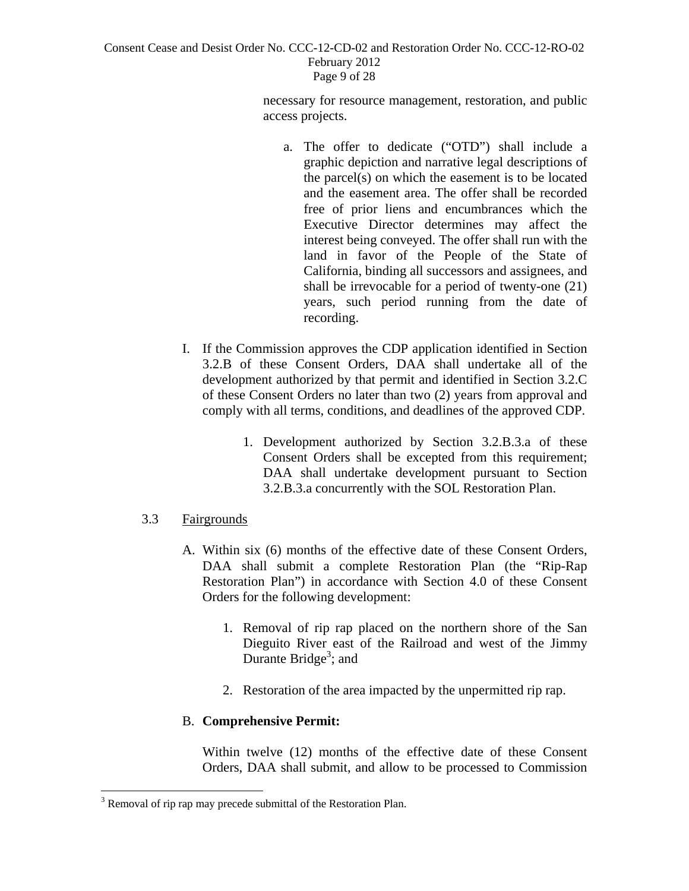necessary for resource management, restoration, and public access projects.

a. The offer to dedicate ("OTD") shall include a graphic depiction and narrative legal descriptions of the parcel(s) on which the easement is to be located and the easement area. The offer shall be recorded free of prior liens and encumbrances which the Executive Director determines may affect the interest being conveyed. The offer shall run with the land in favor of the People of the State of California, binding all successors and assignees, and shall be irrevocable for a period of twenty-one (21) years, such period running from the date of recording.

I. If the Commission approves the CDP application identified in Section 3.2.B of these Consent Orders, DAA shall undertake all of the development authorized by that permit and identified in Section 3.2.C of these Consent Orders no later than two (2) years from approval and comply with all terms, conditions, and deadlines of the approved CDP.

1. Development authorized by Section 3.2.B.3.a of these Consent Orders shall be excepted from this requirement; DAA shall undertake development pursuant to Section 3.2.B.3.a concurrently with the SOL Restoration Plan.

3.3 Fairgrounds

A. Within six (6) months of the effective date of these Consent Orders, DAA shall submit a complete Restoration Plan (the "Rip-Rap Restoration Plan") in accordance with Section 4.0 of these Consent Orders for the following development:

1. Removal of rip rap placed on the northern shore of the San Dieguito River east of the Railroad and west of the Jimmy Durante Bridge[3]; and

2. Restoration of the area impacted by the unpermitted rip rap.

B. **Comprehensive Permit:**

Within twelve (12) months of the effective date of these Consent Orders, DAA shall submit, and allow to be processed to Commission

[3] Removal of rip rap may precede submittal of the Restoration Plan.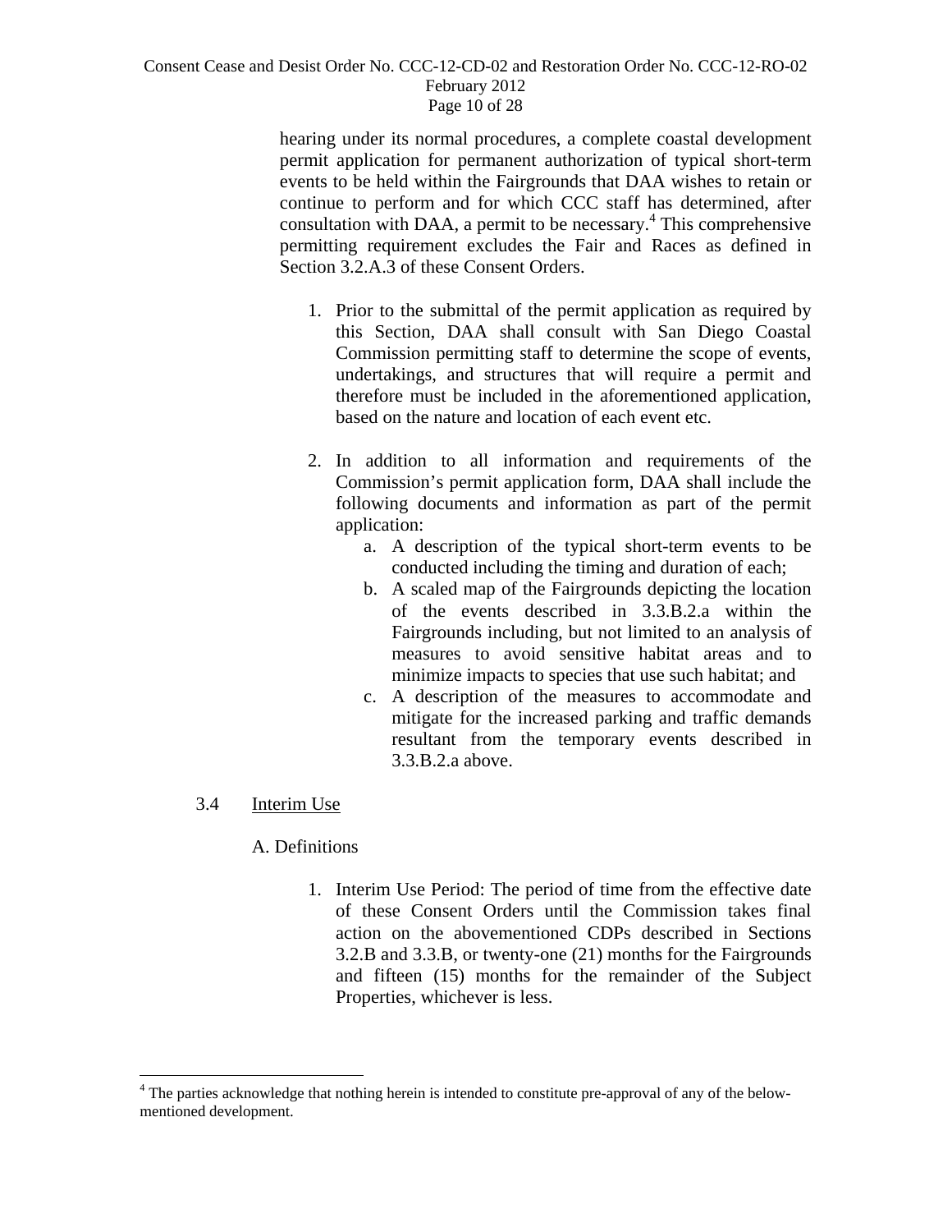hearing under its normal procedures, a complete coastal development permit application for permanent authorization of typical short-term events to be held within the Fairgrounds that DAA wishes to retain or continue to perform and for which CCC staff has determined, after consultation with DAA, a permit to be necessary.[4] This comprehensive permitting requirement excludes the Fair and Races as defined in Section 3.2.A.3 of these Consent Orders.

1. Prior to the submittal of the permit application as required by this Section, DAA shall consult with San Diego Coastal Commission permitting staff to determine the scope of events, undertakings, and structures that will require a permit and therefore must be included in the aforementioned application, based on the nature and location of each event etc.

2. In addition to all information and requirements of the Commission's permit application form, DAA shall include the following documents and information as part of the permit application:
   a. A description of the typical short-term events to be conducted including the timing and duration of each;
   b. A scaled map of the Fairgrounds depicting the location of the events described in 3.3.B.2.a within the Fairgrounds including, but not limited to an analysis of measures to avoid sensitive habitat areas and to minimize impacts to species that use such habitat; and
   c. A description of the measures to accommodate and mitigate for the increased parking and traffic demands resultant from the temporary events described in 3.3.B.2.a above.

3.4 <u>Interim Use</u>

A. Definitions

1. Interim Use Period: The period of time from the effective date of these Consent Orders until the Commission takes final action on the abovementioned CDPs described in Sections 3.2.B and 3.3.B, or twenty-one (21) months for the Fairgrounds and fifteen (15) months for the remainder of the Subject Properties, whichever is less.

[4] The parties acknowledge that nothing herein is intended to constitute pre-approval of any of the below-mentioned development.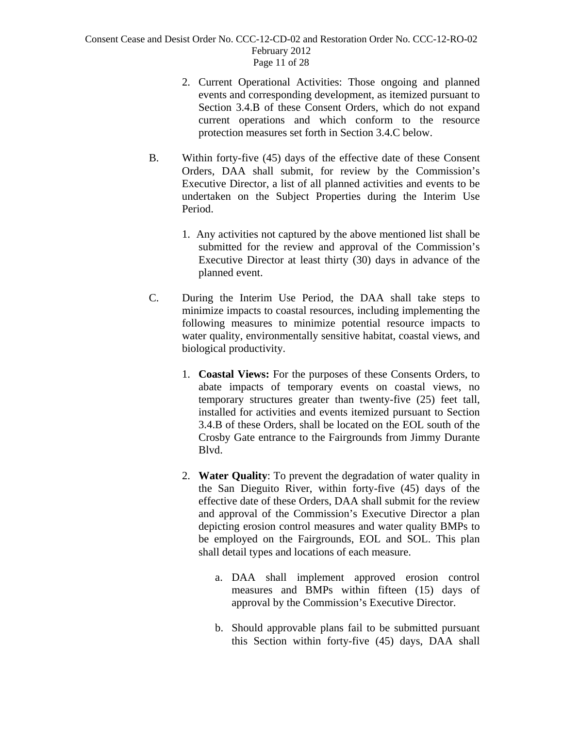2. Current Operational Activities: Those ongoing and planned events and corresponding development, as itemized pursuant to Section 3.4.B of these Consent Orders, which do not expand current operations and which conform to the resource protection measures set forth in Section 3.4.C below.

B. Within forty-five (45) days of the effective date of these Consent Orders, DAA shall submit, for review by the Commission's Executive Director, a list of all planned activities and events to be undertaken on the Subject Properties during the Interim Use Period.

1. Any activities not captured by the above mentioned list shall be submitted for the review and approval of the Commission's Executive Director at least thirty (30) days in advance of the planned event.

C. During the Interim Use Period, the DAA shall take steps to minimize impacts to coastal resources, including implementing the following measures to minimize potential resource impacts to water quality, environmentally sensitive habitat, coastal views, and biological productivity.

1. **Coastal Views:** For the purposes of these Consents Orders, to abate impacts of temporary events on coastal views, no temporary structures greater than twenty-five (25) feet tall, installed for activities and events itemized pursuant to Section 3.4.B of these Orders, shall be located on the EOL south of the Crosby Gate entrance to the Fairgrounds from Jimmy Durante Blvd.

2. **Water Quality**: To prevent the degradation of water quality in the San Dieguito River, within forty-five (45) days of the effective date of these Orders, DAA shall submit for the review and approval of the Commission's Executive Director a plan depicting erosion control measures and water quality BMPs to be employed on the Fairgrounds, EOL and SOL. This plan shall detail types and locations of each measure.

   a. DAA shall implement approved erosion control measures and BMPs within fifteen (15) days of approval by the Commission's Executive Director.

   b. Should approvable plans fail to be submitted pursuant this Section within forty-five (45) days, DAA shall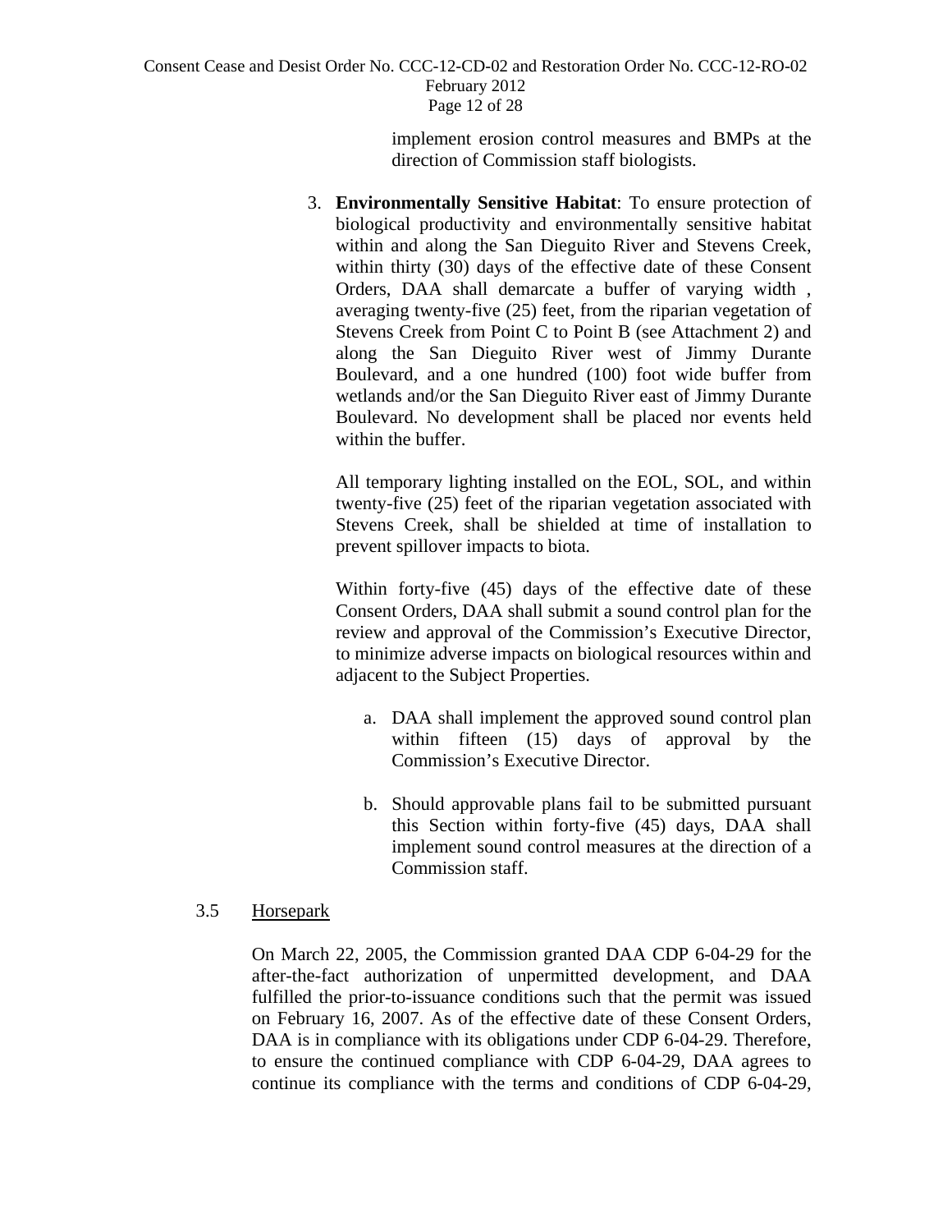implement erosion control measures and BMPs at the direction of Commission staff biologists.

3. **Environmentally Sensitive Habitat**: To ensure protection of biological productivity and environmentally sensitive habitat within and along the San Dieguito River and Stevens Creek, within thirty (30) days of the effective date of these Consent Orders, DAA shall demarcate a buffer of varying width , averaging twenty-five (25) feet, from the riparian vegetation of Stevens Creek from Point C to Point B (see Attachment 2) and along the San Dieguito River west of Jimmy Durante Boulevard, and a one hundred (100) foot wide buffer from wetlands and/or the San Dieguito River east of Jimmy Durante Boulevard. No development shall be placed nor events held within the buffer.

   All temporary lighting installed on the EOL, SOL, and within twenty-five (25) feet of the riparian vegetation associated with Stevens Creek, shall be shielded at time of installation to prevent spillover impacts to biota.

   Within forty-five (45) days of the effective date of these Consent Orders, DAA shall submit a sound control plan for the review and approval of the Commission's Executive Director, to minimize adverse impacts on biological resources within and adjacent to the Subject Properties.

   a. DAA shall implement the approved sound control plan within fifteen (15) days of approval by the Commission's Executive Director.

   b. Should approvable plans fail to be submitted pursuant this Section within forty-five (45) days, DAA shall implement sound control measures at the direction of a Commission staff.

3.5 Horsepark

On March 22, 2005, the Commission granted DAA CDP 6-04-29 for the after-the-fact authorization of unpermitted development, and DAA fulfilled the prior-to-issuance conditions such that the permit was issued on February 16, 2007. As of the effective date of these Consent Orders, DAA is in compliance with its obligations under CDP 6-04-29. Therefore, to ensure the continued compliance with CDP 6-04-29, DAA agrees to continue its compliance with the terms and conditions of CDP 6-04-29,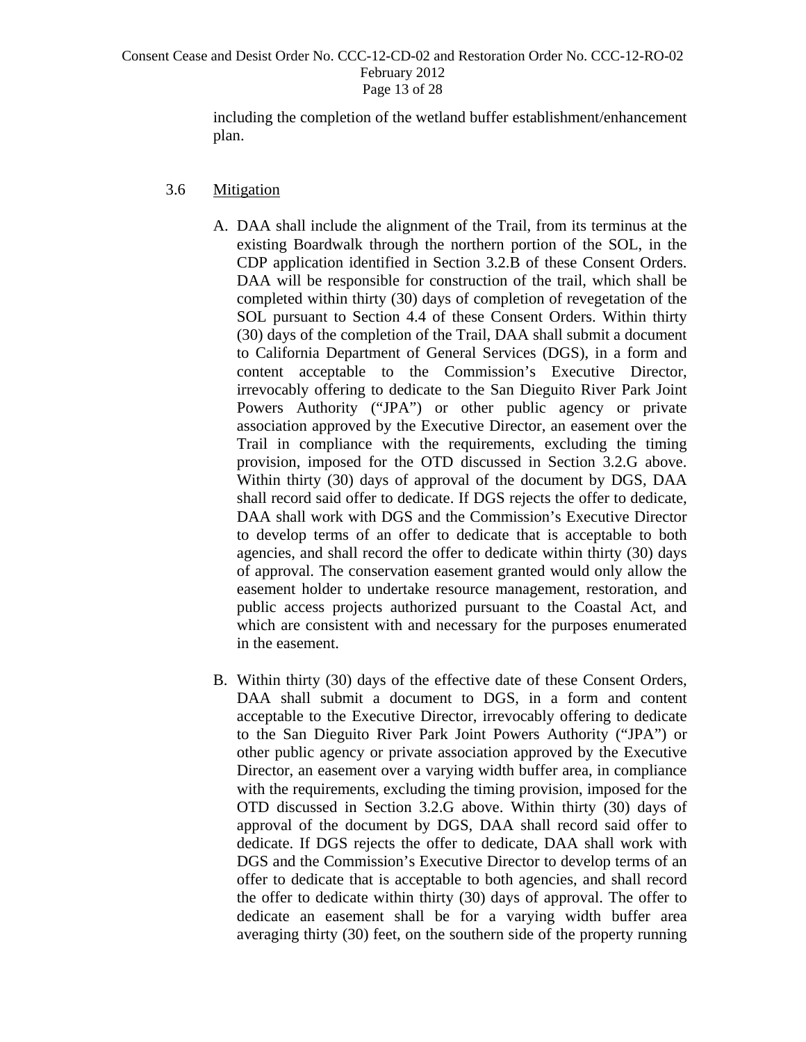including the completion of the wetland buffer establishment/enhancement plan.

3.6 Mitigation

A. DAA shall include the alignment of the Trail, from its terminus at the existing Boardwalk through the northern portion of the SOL, in the CDP application identified in Section 3.2.B of these Consent Orders. DAA will be responsible for construction of the trail, which shall be completed within thirty (30) days of completion of revegetation of the SOL pursuant to Section 4.4 of these Consent Orders. Within thirty (30) days of the completion of the Trail, DAA shall submit a document to California Department of General Services (DGS), in a form and content acceptable to the Commission's Executive Director, irrevocably offering to dedicate to the San Dieguito River Park Joint Powers Authority ("JPA") or other public agency or private association approved by the Executive Director, an easement over the Trail in compliance with the requirements, excluding the timing provision, imposed for the OTD discussed in Section 3.2.G above. Within thirty (30) days of approval of the document by DGS, DAA shall record said offer to dedicate. If DGS rejects the offer to dedicate, DAA shall work with DGS and the Commission's Executive Director to develop terms of an offer to dedicate that is acceptable to both agencies, and shall record the offer to dedicate within thirty (30) days of approval. The conservation easement granted would only allow the easement holder to undertake resource management, restoration, and public access projects authorized pursuant to the Coastal Act, and which are consistent with and necessary for the purposes enumerated in the easement.

B. Within thirty (30) days of the effective date of these Consent Orders, DAA shall submit a document to DGS, in a form and content acceptable to the Executive Director, irrevocably offering to dedicate to the San Dieguito River Park Joint Powers Authority ("JPA") or other public agency or private association approved by the Executive Director, an easement over a varying width buffer area, in compliance with the requirements, excluding the timing provision, imposed for the OTD discussed in Section 3.2.G above. Within thirty (30) days of approval of the document by DGS, DAA shall record said offer to dedicate. If DGS rejects the offer to dedicate, DAA shall work with DGS and the Commission's Executive Director to develop terms of an offer to dedicate that is acceptable to both agencies, and shall record the offer to dedicate within thirty (30) days of approval. The offer to dedicate an easement shall be for a varying width buffer area averaging thirty (30) feet, on the southern side of the property running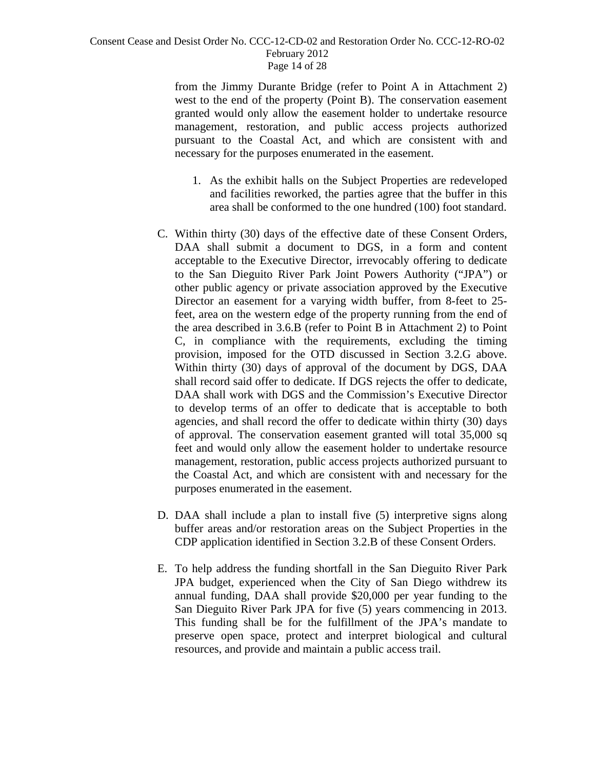from the Jimmy Durante Bridge (refer to Point A in Attachment 2) west to the end of the property (Point B). The conservation easement granted would only allow the easement holder to undertake resource management, restoration, and public access projects authorized pursuant to the Coastal Act, and which are consistent with and necessary for the purposes enumerated in the easement.

1. As the exhibit halls on the Subject Properties are redeveloped and facilities reworked, the parties agree that the buffer in this area shall be conformed to the one hundred (100) foot standard.

C. Within thirty (30) days of the effective date of these Consent Orders, DAA shall submit a document to DGS, in a form and content acceptable to the Executive Director, irrevocably offering to dedicate to the San Dieguito River Park Joint Powers Authority ("JPA") or other public agency or private association approved by the Executive Director an easement for a varying width buffer, from 8-feet to 25-feet, area on the western edge of the property running from the end of the area described in 3.6.B (refer to Point B in Attachment 2) to Point C, in compliance with the requirements, excluding the timing provision, imposed for the OTD discussed in Section 3.2.G above. Within thirty (30) days of approval of the document by DGS, DAA shall record said offer to dedicate. If DGS rejects the offer to dedicate, DAA shall work with DGS and the Commission's Executive Director to develop terms of an offer to dedicate that is acceptable to both agencies, and shall record the offer to dedicate within thirty (30) days of approval. The conservation easement granted will total 35,000 sq feet and would only allow the easement holder to undertake resource management, restoration, public access projects authorized pursuant to the Coastal Act, and which are consistent with and necessary for the purposes enumerated in the easement.

D. DAA shall include a plan to install five (5) interpretive signs along buffer areas and/or restoration areas on the Subject Properties in the CDP application identified in Section 3.2.B of these Consent Orders.

E. To help address the funding shortfall in the San Dieguito River Park JPA budget, experienced when the City of San Diego withdrew its annual funding, DAA shall provide $20,000 per year funding to the San Dieguito River Park JPA for five (5) years commencing in 2013. This funding shall be for the fulfillment of the JPA's mandate to preserve open space, protect and interpret biological and cultural resources, and provide and maintain a public access trail.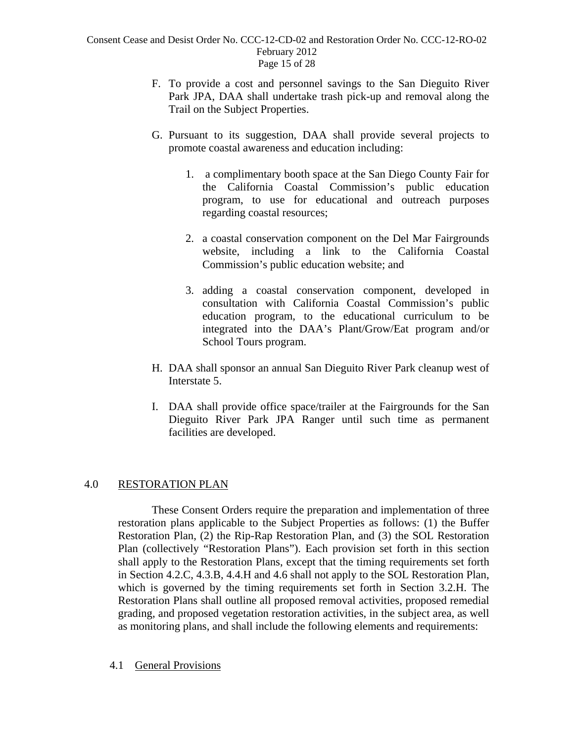F. To provide a cost and personnel savings to the San Dieguito River Park JPA, DAA shall undertake trash pick-up and removal along the Trail on the Subject Properties.

G. Pursuant to its suggestion, DAA shall provide several projects to promote coastal awareness and education including:

   1. a complimentary booth space at the San Diego County Fair for the California Coastal Commission's public education program, to use for educational and outreach purposes regarding coastal resources;

   2. a coastal conservation component on the Del Mar Fairgrounds website, including a link to the California Coastal Commission's public education website; and

   3. adding a coastal conservation component, developed in consultation with California Coastal Commission's public education program, to the educational curriculum to be integrated into the DAA's Plant/Grow/Eat program and/or School Tours program.

H. DAA shall sponsor an annual San Dieguito River Park cleanup west of Interstate 5.

I. DAA shall provide office space/trailer at the Fairgrounds for the San Dieguito River Park JPA Ranger until such time as permanent facilities are developed.

## 4.0 RESTORATION PLAN

These Consent Orders require the preparation and implementation of three restoration plans applicable to the Subject Properties as follows: (1) the Buffer Restoration Plan, (2) the Rip-Rap Restoration Plan, and (3) the SOL Restoration Plan (collectively "Restoration Plans"). Each provision set forth in this section shall apply to the Restoration Plans, except that the timing requirements set forth in Section 4.2.C, 4.3.B, 4.4.H and 4.6 shall not apply to the SOL Restoration Plan, which is governed by the timing requirements set forth in Section 3.2.H. The Restoration Plans shall outline all proposed removal activities, proposed remedial grading, and proposed vegetation restoration activities, in the subject area, as well as monitoring plans, and shall include the following elements and requirements:

### 4.1 General Provisions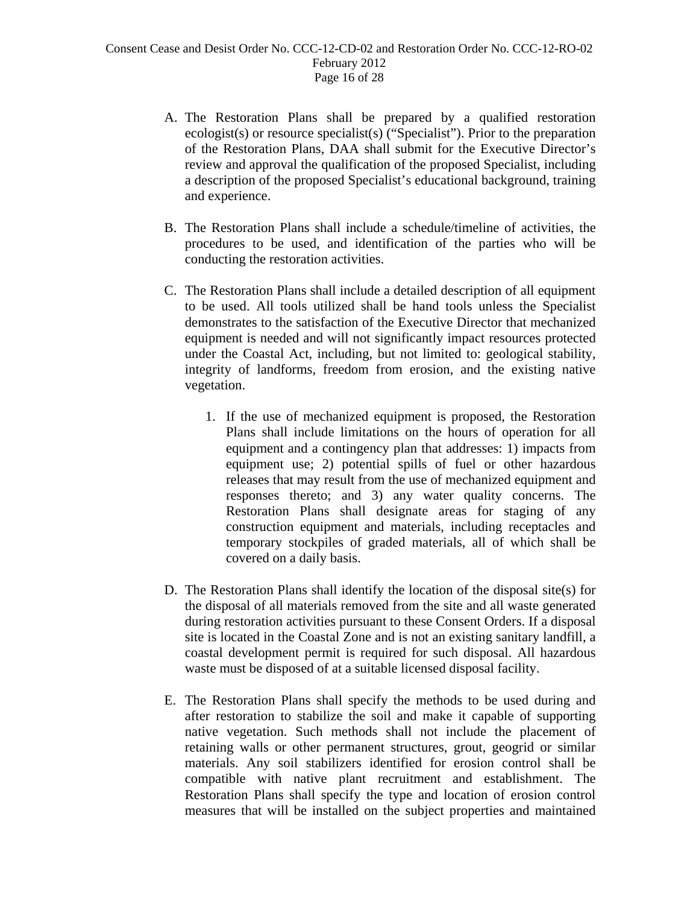A. The Restoration Plans shall be prepared by a qualified restoration ecologist(s) or resource specialist(s) ("Specialist"). Prior to the preparation of the Restoration Plans, DAA shall submit for the Executive Director's review and approval the qualification of the proposed Specialist, including a description of the proposed Specialist's educational background, training and experience.

B. The Restoration Plans shall include a schedule/timeline of activities, the procedures to be used, and identification of the parties who will be conducting the restoration activities.

C. The Restoration Plans shall include a detailed description of all equipment to be used. All tools utilized shall be hand tools unless the Specialist demonstrates to the satisfaction of the Executive Director that mechanized equipment is needed and will not significantly impact resources protected under the Coastal Act, including, but not limited to: geological stability, integrity of landforms, freedom from erosion, and the existing native vegetation.

   1. If the use of mechanized equipment is proposed, the Restoration Plans shall include limitations on the hours of operation for all equipment and a contingency plan that addresses: 1) impacts from equipment use; 2) potential spills of fuel or other hazardous releases that may result from the use of mechanized equipment and responses thereto; and 3) any water quality concerns. The Restoration Plans shall designate areas for staging of any construction equipment and materials, including receptacles and temporary stockpiles of graded materials, all of which shall be covered on a daily basis.

D. The Restoration Plans shall identify the location of the disposal site(s) for the disposal of all materials removed from the site and all waste generated during restoration activities pursuant to these Consent Orders. If a disposal site is located in the Coastal Zone and is not an existing sanitary landfill, a coastal development permit is required for such disposal. All hazardous waste must be disposed of at a suitable licensed disposal facility.

E. The Restoration Plans shall specify the methods to be used during and after restoration to stabilize the soil and make it capable of supporting native vegetation. Such methods shall not include the placement of retaining walls or other permanent structures, grout, geogrid or similar materials. Any soil stabilizers identified for erosion control shall be compatible with native plant recruitment and establishment. The Restoration Plans shall specify the type and location of erosion control measures that will be installed on the subject properties and maintained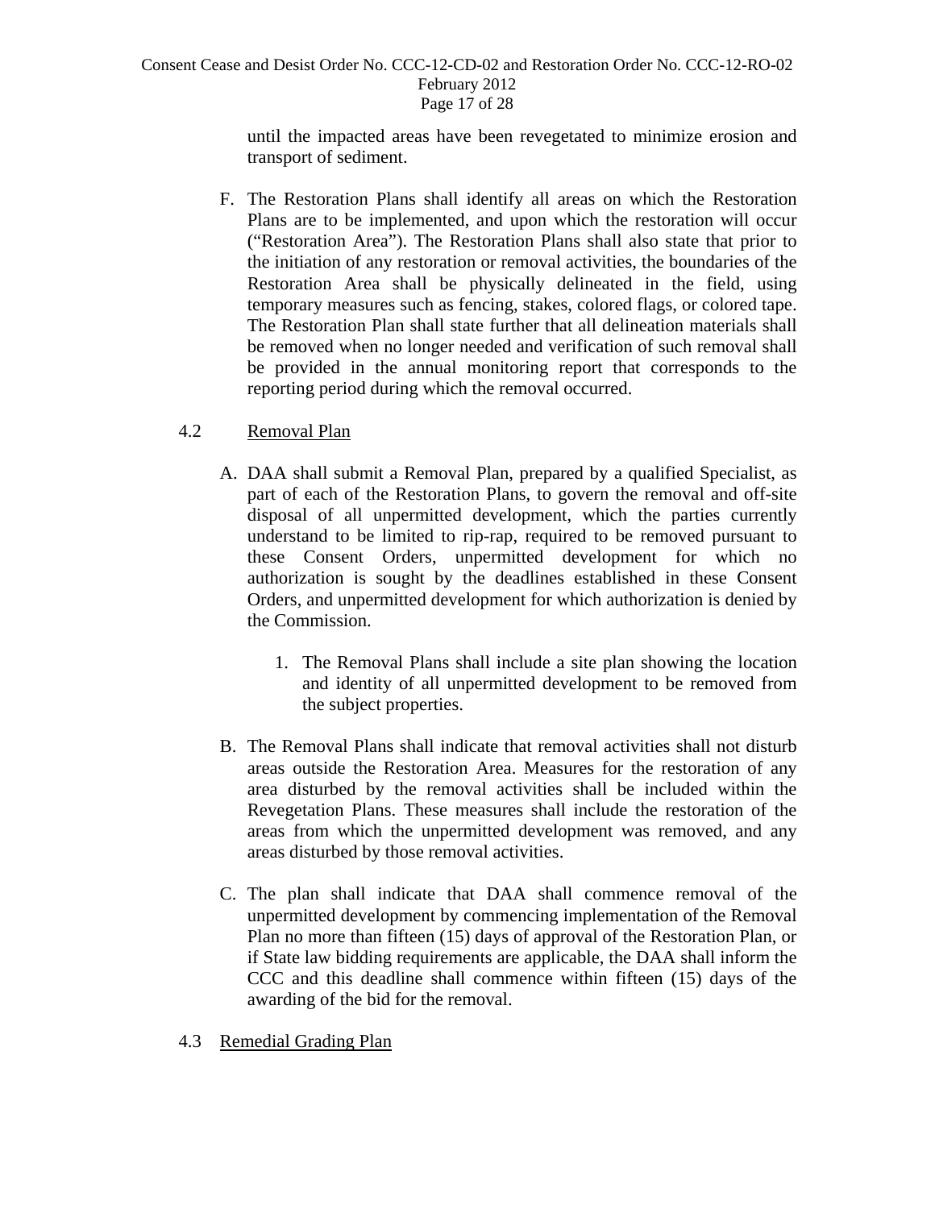until the impacted areas have been revegetated to minimize erosion and transport of sediment.

F. The Restoration Plans shall identify all areas on which the Restoration Plans are to be implemented, and upon which the restoration will occur ("Restoration Area"). The Restoration Plans shall also state that prior to the initiation of any restoration or removal activities, the boundaries of the Restoration Area shall be physically delineated in the field, using temporary measures such as fencing, stakes, colored flags, or colored tape. The Restoration Plan shall state further that all delineation materials shall be removed when no longer needed and verification of such removal shall be provided in the annual monitoring report that corresponds to the reporting period during which the removal occurred.

4.2 Removal Plan

A. DAA shall submit a Removal Plan, prepared by a qualified Specialist, as part of each of the Restoration Plans, to govern the removal and off-site disposal of all unpermitted development, which the parties currently understand to be limited to rip-rap, required to be removed pursuant to these Consent Orders, unpermitted development for which no authorization is sought by the deadlines established in these Consent Orders, and unpermitted development for which authorization is denied by the Commission.

   1. The Removal Plans shall include a site plan showing the location and identity of all unpermitted development to be removed from the subject properties.

B. The Removal Plans shall indicate that removal activities shall not disturb areas outside the Restoration Area. Measures for the restoration of any area disturbed by the removal activities shall be included within the Revegetation Plans. These measures shall include the restoration of the areas from which the unpermitted development was removed, and any areas disturbed by those removal activities.

C. The plan shall indicate that DAA shall commence removal of the unpermitted development by commencing implementation of the Removal Plan no more than fifteen (15) days of approval of the Restoration Plan, or if State law bidding requirements are applicable, the DAA shall inform the CCC and this deadline shall commence within fifteen (15) days of the awarding of the bid for the removal.

4.3 Remedial Grading Plan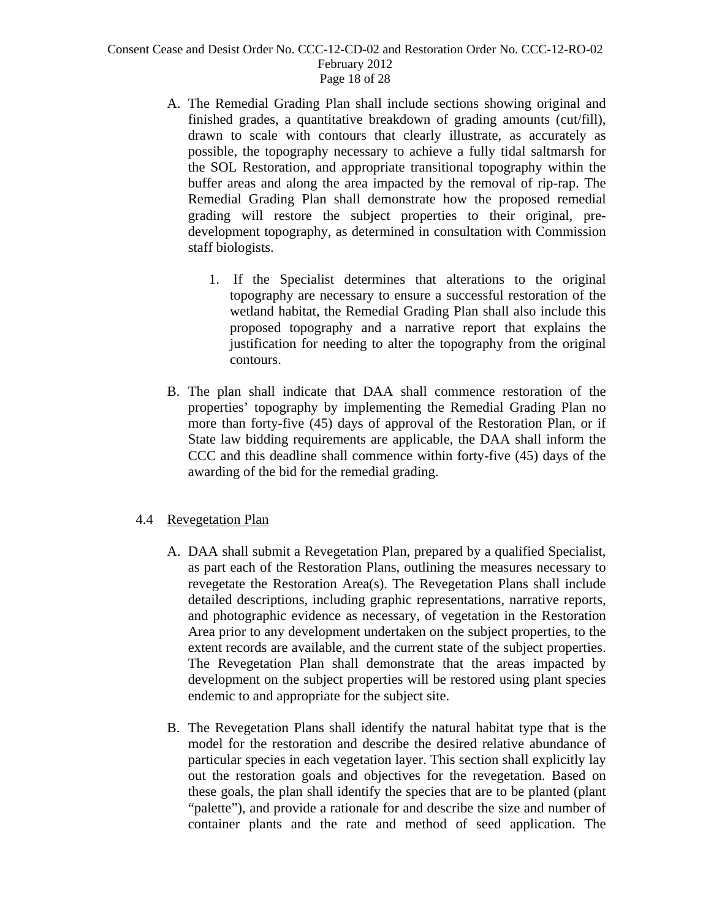A. The Remedial Grading Plan shall include sections showing original and finished grades, a quantitative breakdown of grading amounts (cut/fill), drawn to scale with contours that clearly illustrate, as accurately as possible, the topography necessary to achieve a fully tidal saltmarsh for the SOL Restoration, and appropriate transitional topography within the buffer areas and along the area impacted by the removal of rip-rap. The Remedial Grading Plan shall demonstrate how the proposed remedial grading will restore the subject properties to their original, pre-development topography, as determined in consultation with Commission staff biologists.

   1. If the Specialist determines that alterations to the original topography are necessary to ensure a successful restoration of the wetland habitat, the Remedial Grading Plan shall also include this proposed topography and a narrative report that explains the justification for needing to alter the topography from the original contours.

B. The plan shall indicate that DAA shall commence restoration of the properties' topography by implementing the Remedial Grading Plan no more than forty-five (45) days of approval of the Restoration Plan, or if State law bidding requirements are applicable, the DAA shall inform the CCC and this deadline shall commence within forty-five (45) days of the awarding of the bid for the remedial grading.

4.4 Revegetation Plan

A. DAA shall submit a Revegetation Plan, prepared by a qualified Specialist, as part each of the Restoration Plans, outlining the measures necessary to revegetate the Restoration Area(s). The Revegetation Plans shall include detailed descriptions, including graphic representations, narrative reports, and photographic evidence as necessary, of vegetation in the Restoration Area prior to any development undertaken on the subject properties, to the extent records are available, and the current state of the subject properties. The Revegetation Plan shall demonstrate that the areas impacted by development on the subject properties will be restored using plant species endemic to and appropriate for the subject site.

B. The Revegetation Plans shall identify the natural habitat type that is the model for the restoration and describe the desired relative abundance of particular species in each vegetation layer. This section shall explicitly lay out the restoration goals and objectives for the revegetation. Based on these goals, the plan shall identify the species that are to be planted (plant "palette"), and provide a rationale for and describe the size and number of container plants and the rate and method of seed application. The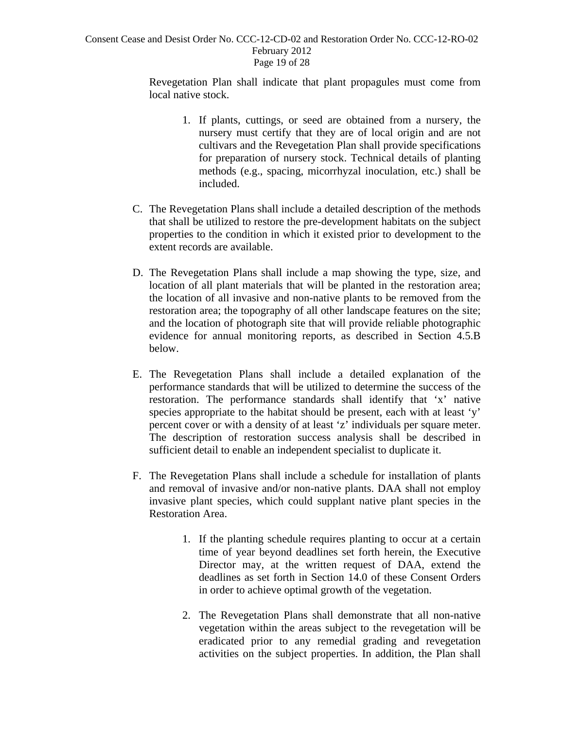Revegetation Plan shall indicate that plant propagules must come from local native stock.

1. If plants, cuttings, or seed are obtained from a nursery, the nursery must certify that they are of local origin and are not cultivars and the Revegetation Plan shall provide specifications for preparation of nursery stock. Technical details of planting methods (e.g., spacing, micorrhyzal inoculation, etc.) shall be included.

C. The Revegetation Plans shall include a detailed description of the methods that shall be utilized to restore the pre-development habitats on the subject properties to the condition in which it existed prior to development to the extent records are available.

D. The Revegetation Plans shall include a map showing the type, size, and location of all plant materials that will be planted in the restoration area; the location of all invasive and non-native plants to be removed from the restoration area; the topography of all other landscape features on the site; and the location of photograph site that will provide reliable photographic evidence for annual monitoring reports, as described in Section 4.5.B below.

E. The Revegetation Plans shall include a detailed explanation of the performance standards that will be utilized to determine the success of the restoration. The performance standards shall identify that 'x' native species appropriate to the habitat should be present, each with at least 'y' percent cover or with a density of at least 'z' individuals per square meter. The description of restoration success analysis shall be described in sufficient detail to enable an independent specialist to duplicate it.

F. The Revegetation Plans shall include a schedule for installation of plants and removal of invasive and/or non-native plants. DAA shall not employ invasive plant species, which could supplant native plant species in the Restoration Area.

1. If the planting schedule requires planting to occur at a certain time of year beyond deadlines set forth herein, the Executive Director may, at the written request of DAA, extend the deadlines as set forth in Section 14.0 of these Consent Orders in order to achieve optimal growth of the vegetation.

2. The Revegetation Plans shall demonstrate that all non-native vegetation within the areas subject to the revegetation will be eradicated prior to any remedial grading and revegetation activities on the subject properties. In addition, the Plan shall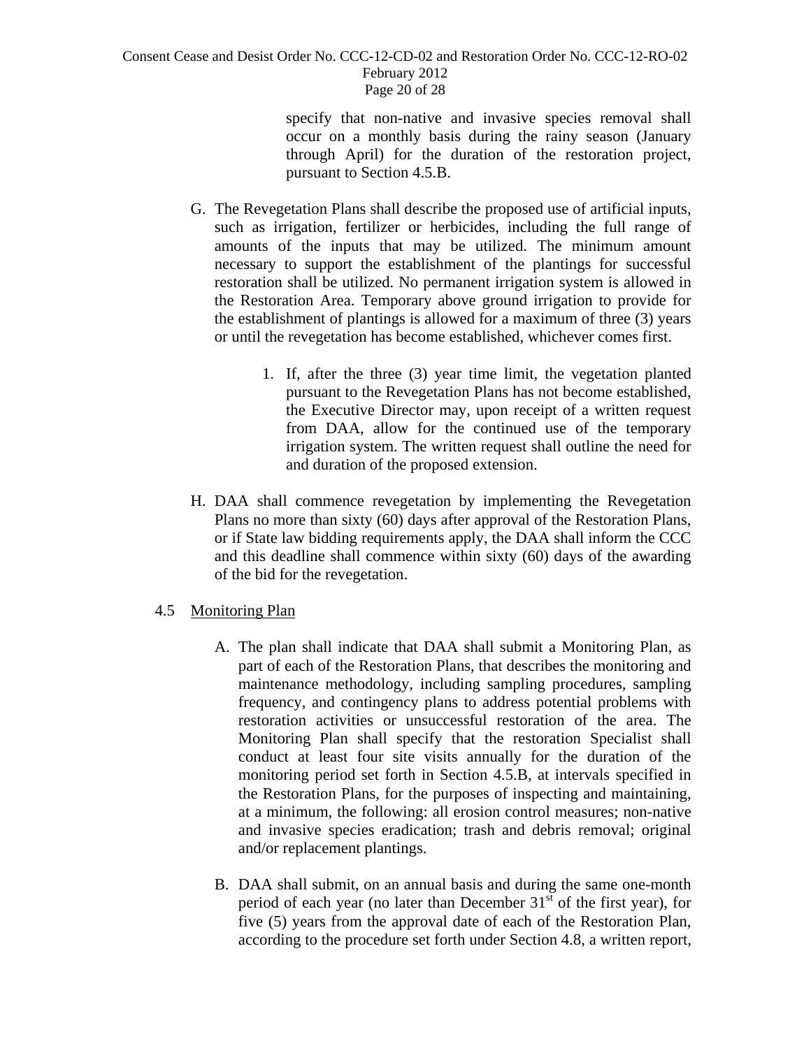specify that non-native and invasive species removal shall occur on a monthly basis during the rainy season (January through April) for the duration of the restoration project, pursuant to Section 4.5.B.

G. The Revegetation Plans shall describe the proposed use of artificial inputs, such as irrigation, fertilizer or herbicides, including the full range of amounts of the inputs that may be utilized. The minimum amount necessary to support the establishment of the plantings for successful restoration shall be utilized. No permanent irrigation system is allowed in the Restoration Area. Temporary above ground irrigation to provide for the establishment of plantings is allowed for a maximum of three (3) years or until the revegetation has become established, whichever comes first.

   1. If, after the three (3) year time limit, the vegetation planted pursuant to the Revegetation Plans has not become established, the Executive Director may, upon receipt of a written request from DAA, allow for the continued use of the temporary irrigation system. The written request shall outline the need for and duration of the proposed extension.

H. DAA shall commence revegetation by implementing the Revegetation Plans no more than sixty (60) days after approval of the Restoration Plans, or if State law bidding requirements apply, the DAA shall inform the CCC and this deadline shall commence within sixty (60) days of the awarding of the bid for the revegetation.

4.5 Monitoring Plan

A. The plan shall indicate that DAA shall submit a Monitoring Plan, as part of each of the Restoration Plans, that describes the monitoring and maintenance methodology, including sampling procedures, sampling frequency, and contingency plans to address potential problems with restoration activities or unsuccessful restoration of the area. The Monitoring Plan shall specify that the restoration Specialist shall conduct at least four site visits annually for the duration of the monitoring period set forth in Section 4.5.B, at intervals specified in the Restoration Plans, for the purposes of inspecting and maintaining, at a minimum, the following: all erosion control measures; non-native and invasive species eradication; trash and debris removal; original and/or replacement plantings.

B. DAA shall submit, on an annual basis and during the same one-month period of each year (no later than December 31st of the first year), for five (5) years from the approval date of each of the Restoration Plan, according to the procedure set forth under Section 4.8, a written report,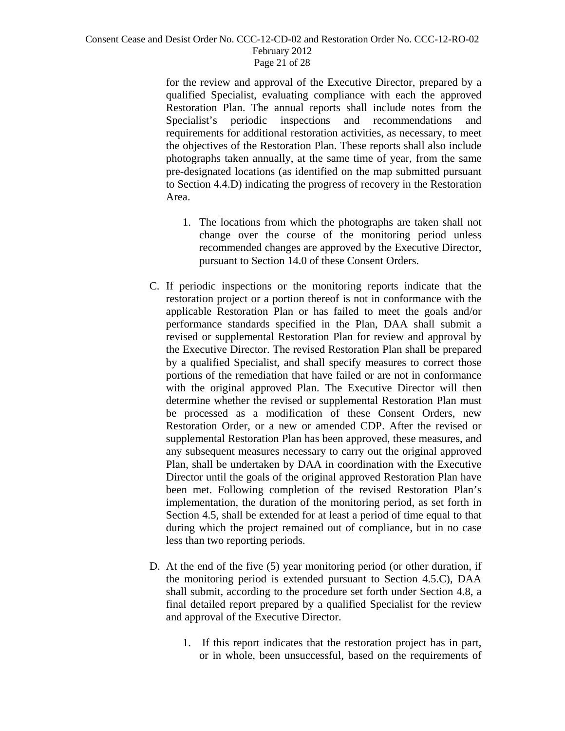for the review and approval of the Executive Director, prepared by a qualified Specialist, evaluating compliance with each the approved Restoration Plan. The annual reports shall include notes from the Specialist's periodic inspections and recommendations and requirements for additional restoration activities, as necessary, to meet the objectives of the Restoration Plan. These reports shall also include photographs taken annually, at the same time of year, from the same pre-designated locations (as identified on the map submitted pursuant to Section 4.4.D) indicating the progress of recovery in the Restoration Area.

1. The locations from which the photographs are taken shall not change over the course of the monitoring period unless recommended changes are approved by the Executive Director, pursuant to Section 14.0 of these Consent Orders.

C. If periodic inspections or the monitoring reports indicate that the restoration project or a portion thereof is not in conformance with the applicable Restoration Plan or has failed to meet the goals and/or performance standards specified in the Plan, DAA shall submit a revised or supplemental Restoration Plan for review and approval by the Executive Director. The revised Restoration Plan shall be prepared by a qualified Specialist, and shall specify measures to correct those portions of the remediation that have failed or are not in conformance with the original approved Plan. The Executive Director will then determine whether the revised or supplemental Restoration Plan must be processed as a modification of these Consent Orders, new Restoration Order, or a new or amended CDP. After the revised or supplemental Restoration Plan has been approved, these measures, and any subsequent measures necessary to carry out the original approved Plan, shall be undertaken by DAA in coordination with the Executive Director until the goals of the original approved Restoration Plan have been met. Following completion of the revised Restoration Plan's implementation, the duration of the monitoring period, as set forth in Section 4.5, shall be extended for at least a period of time equal to that during which the project remained out of compliance, but in no case less than two reporting periods.

D. At the end of the five (5) year monitoring period (or other duration, if the monitoring period is extended pursuant to Section 4.5.C), DAA shall submit, according to the procedure set forth under Section 4.8, a final detailed report prepared by a qualified Specialist for the review and approval of the Executive Director.

1. If this report indicates that the restoration project has in part, or in whole, been unsuccessful, based on the requirements of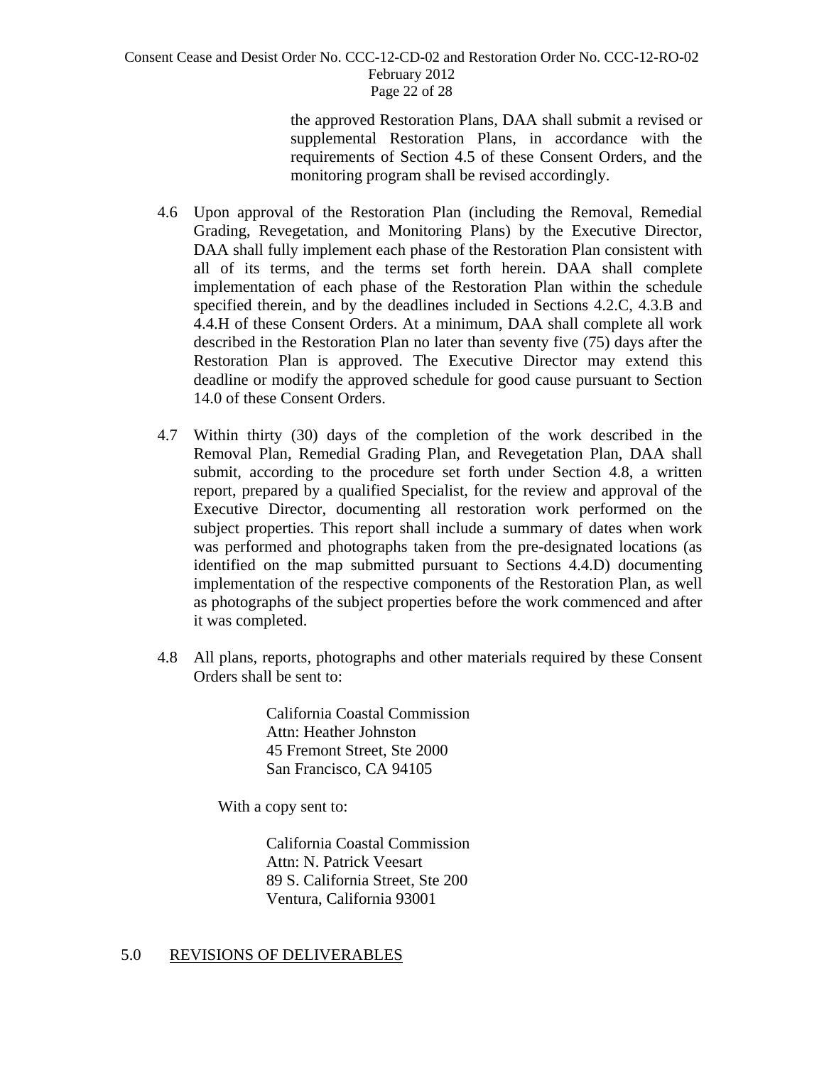the approved Restoration Plans, DAA shall submit a revised or supplemental Restoration Plans, in accordance with the requirements of Section 4.5 of these Consent Orders, and the monitoring program shall be revised accordingly.

4.6 Upon approval of the Restoration Plan (including the Removal, Remedial Grading, Revegetation, and Monitoring Plans) by the Executive Director, DAA shall fully implement each phase of the Restoration Plan consistent with all of its terms, and the terms set forth herein. DAA shall complete implementation of each phase of the Restoration Plan within the schedule specified therein, and by the deadlines included in Sections 4.2.C, 4.3.B and 4.4.H of these Consent Orders. At a minimum, DAA shall complete all work described in the Restoration Plan no later than seventy five (75) days after the Restoration Plan is approved. The Executive Director may extend this deadline or modify the approved schedule for good cause pursuant to Section 14.0 of these Consent Orders.

4.7 Within thirty (30) days of the completion of the work described in the Removal Plan, Remedial Grading Plan, and Revegetation Plan, DAA shall submit, according to the procedure set forth under Section 4.8, a written report, prepared by a qualified Specialist, for the review and approval of the Executive Director, documenting all restoration work performed on the subject properties. This report shall include a summary of dates when work was performed and photographs taken from the pre-designated locations (as identified on the map submitted pursuant to Sections 4.4.D) documenting implementation of the respective components of the Restoration Plan, as well as photographs of the subject properties before the work commenced and after it was completed.

4.8 All plans, reports, photographs and other materials required by these Consent Orders shall be sent to:

California Coastal Commission  
Attn: Heather Johnston  
45 Fremont Street, Ste 2000  
San Francisco, CA 94105

With a copy sent to:

California Coastal Commission  
Attn: N. Patrick Veesart  
89 S. California Street, Ste 200  
Ventura, California 93001

## 5.0 REVISIONS OF DELIVERABLES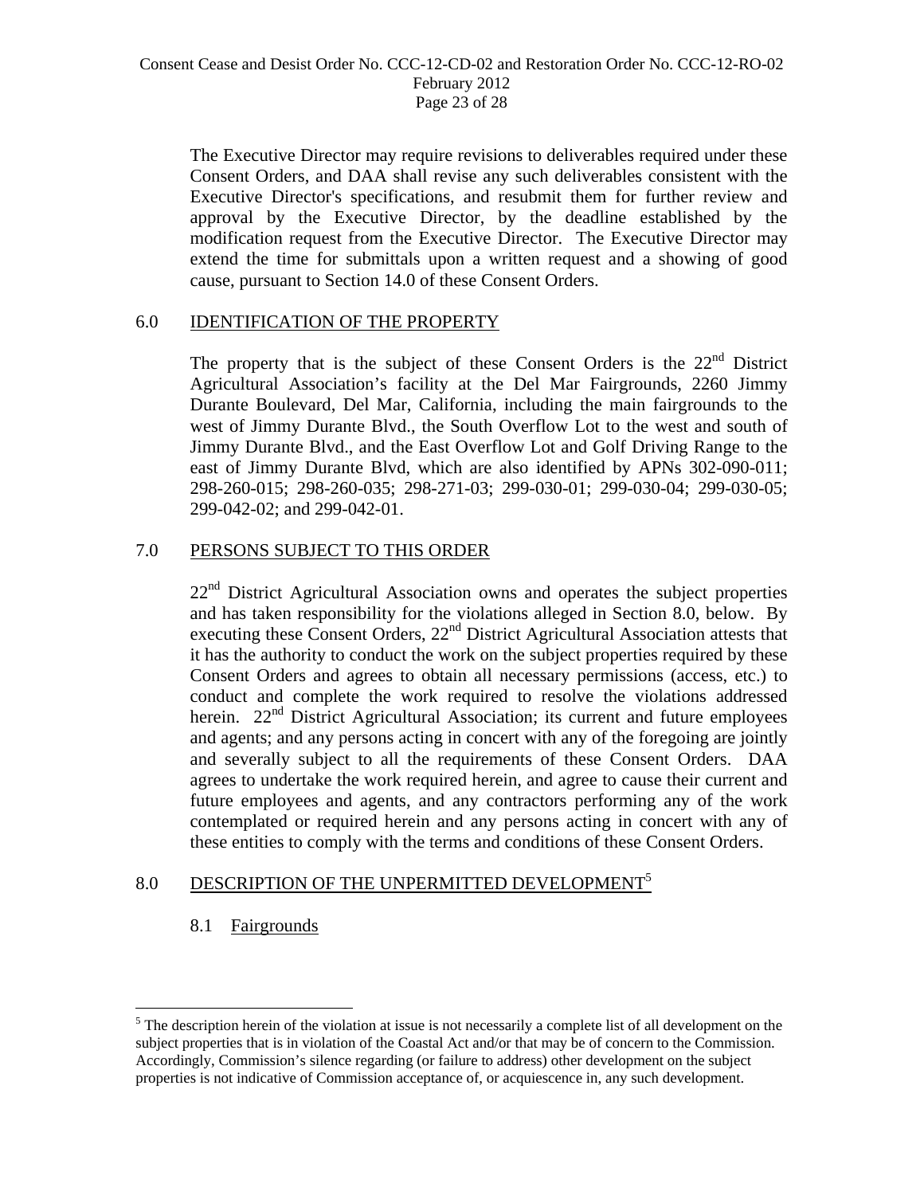The Executive Director may require revisions to deliverables required under these Consent Orders, and DAA shall revise any such deliverables consistent with the Executive Director's specifications, and resubmit them for further review and approval by the Executive Director, by the deadline established by the modification request from the Executive Director. The Executive Director may extend the time for submittals upon a written request and a showing of good cause, pursuant to Section 14.0 of these Consent Orders.

## 6.0 IDENTIFICATION OF THE PROPERTY

The property that is the subject of these Consent Orders is the 22nd District Agricultural Association's facility at the Del Mar Fairgrounds, 2260 Jimmy Durante Boulevard, Del Mar, California, including the main fairgrounds to the west of Jimmy Durante Blvd., the South Overflow Lot to the west and south of Jimmy Durante Blvd., and the East Overflow Lot and Golf Driving Range to the east of Jimmy Durante Blvd, which are also identified by APNs 302-090-011; 298-260-015; 298-260-035; 298-271-03; 299-030-01; 299-030-04; 299-030-05; 299-042-02; and 299-042-01.

## 7.0 PERSONS SUBJECT TO THIS ORDER

22nd District Agricultural Association owns and operates the subject properties and has taken responsibility for the violations alleged in Section 8.0, below. By executing these Consent Orders, 22nd District Agricultural Association attests that it has the authority to conduct the work on the subject properties required by these Consent Orders and agrees to obtain all necessary permissions (access, etc.) to conduct and complete the work required to resolve the violations addressed herein. 22nd District Agricultural Association; its current and future employees and agents; and any persons acting in concert with any of the foregoing are jointly and severally subject to all the requirements of these Consent Orders. DAA agrees to undertake the work required herein, and agree to cause their current and future employees and agents, and any contractors performing any of the work contemplated or required herein and any persons acting in concert with any of these entities to comply with the terms and conditions of these Consent Orders.

## 8.0 DESCRIPTION OF THE UNPERMITTED DEVELOPMENT[5]

### 8.1 Fairgrounds

[5] The description herein of the violation at issue is not necessarily a complete list of all development on the subject properties that is in violation of the Coastal Act and/or that may be of concern to the Commission. Accordingly, Commission's silence regarding (or failure to address) other development on the subject properties is not indicative of Commission acceptance of, or acquiescence in, any such development.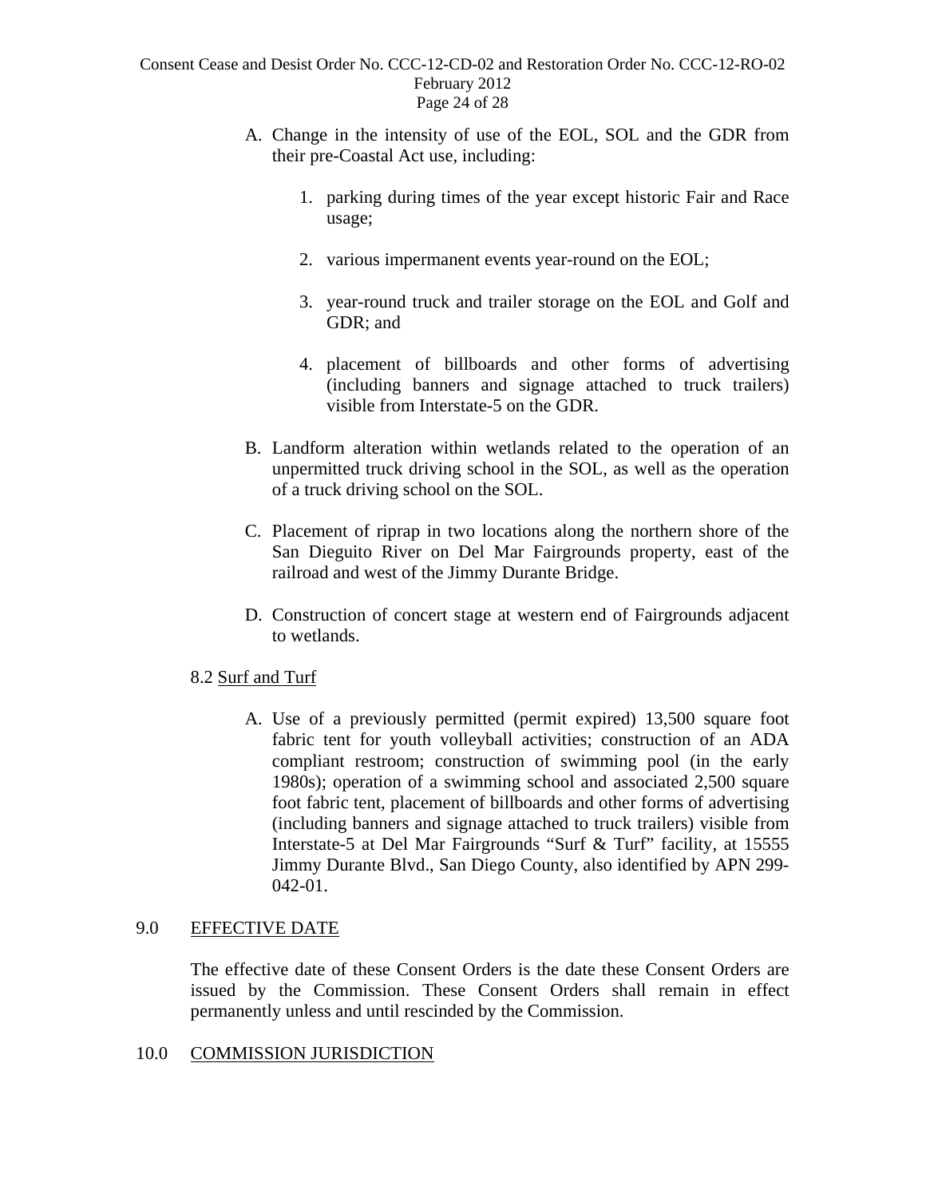A. Change in the intensity of use of the EOL, SOL and the GDR from their pre-Coastal Act use, including:

    1. parking during times of the year except historic Fair and Race usage;

    2. various impermanent events year-round on the EOL;

    3. year-round truck and trailer storage on the EOL and Golf and GDR; and

    4. placement of billboards and other forms of advertising (including banners and signage attached to truck trailers) visible from Interstate-5 on the GDR.

B. Landform alteration within wetlands related to the operation of an unpermitted truck driving school in the SOL, as well as the operation of a truck driving school on the SOL.

C. Placement of riprap in two locations along the northern shore of the San Dieguito River on Del Mar Fairgrounds property, east of the railroad and west of the Jimmy Durante Bridge.

D. Construction of concert stage at western end of Fairgrounds adjacent to wetlands.

8.2 <u>Surf and Turf</u>

A. Use of a previously permitted (permit expired) 13,500 square foot fabric tent for youth volleyball activities; construction of an ADA compliant restroom; construction of swimming pool (in the early 1980s); operation of a swimming school and associated 2,500 square foot fabric tent, placement of billboards and other forms of advertising (including banners and signage attached to truck trailers) visible from Interstate-5 at Del Mar Fairgrounds "Surf & Turf" facility, at 15555 Jimmy Durante Blvd., San Diego County, also identified by APN 299-042-01.

## 9.0 EFFECTIVE DATE

The effective date of these Consent Orders is the date these Consent Orders are issued by the Commission. These Consent Orders shall remain in effect permanently unless and until rescinded by the Commission.

## 10.0 COMMISSION JURISDICTION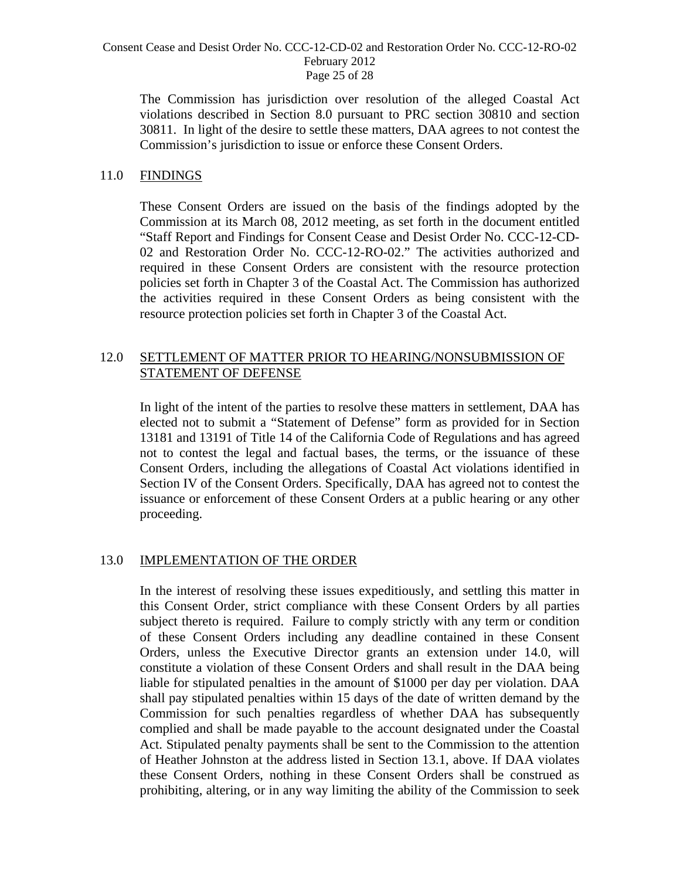The Commission has jurisdiction over resolution of the alleged Coastal Act violations described in Section 8.0 pursuant to PRC section 30810 and section 30811. In light of the desire to settle these matters, DAA agrees to not contest the Commission's jurisdiction to issue or enforce these Consent Orders.

## 11.0 FINDINGS

These Consent Orders are issued on the basis of the findings adopted by the Commission at its March 08, 2012 meeting, as set forth in the document entitled "Staff Report and Findings for Consent Cease and Desist Order No. CCC-12-CD-02 and Restoration Order No. CCC-12-RO-02." The activities authorized and required in these Consent Orders are consistent with the resource protection policies set forth in Chapter 3 of the Coastal Act. The Commission has authorized the activities required in these Consent Orders as being consistent with the resource protection policies set forth in Chapter 3 of the Coastal Act.

## 12.0 SETTLEMENT OF MATTER PRIOR TO HEARING/NONSUBMISSION OF STATEMENT OF DEFENSE

In light of the intent of the parties to resolve these matters in settlement, DAA has elected not to submit a "Statement of Defense" form as provided for in Section 13181 and 13191 of Title 14 of the California Code of Regulations and has agreed not to contest the legal and factual bases, the terms, or the issuance of these Consent Orders, including the allegations of Coastal Act violations identified in Section IV of the Consent Orders. Specifically, DAA has agreed not to contest the issuance or enforcement of these Consent Orders at a public hearing or any other proceeding.

## 13.0 IMPLEMENTATION OF THE ORDER

In the interest of resolving these issues expeditiously, and settling this matter in this Consent Order, strict compliance with these Consent Orders by all parties subject thereto is required. Failure to comply strictly with any term or condition of these Consent Orders including any deadline contained in these Consent Orders, unless the Executive Director grants an extension under 14.0, will constitute a violation of these Consent Orders and shall result in the DAA being liable for stipulated penalties in the amount of $1000 per day per violation. DAA shall pay stipulated penalties within 15 days of the date of written demand by the Commission for such penalties regardless of whether DAA has subsequently complied and shall be made payable to the account designated under the Coastal Act. Stipulated penalty payments shall be sent to the Commission to the attention of Heather Johnston at the address listed in Section 13.1, above. If DAA violates these Consent Orders, nothing in these Consent Orders shall be construed as prohibiting, altering, or in any way limiting the ability of the Commission to seek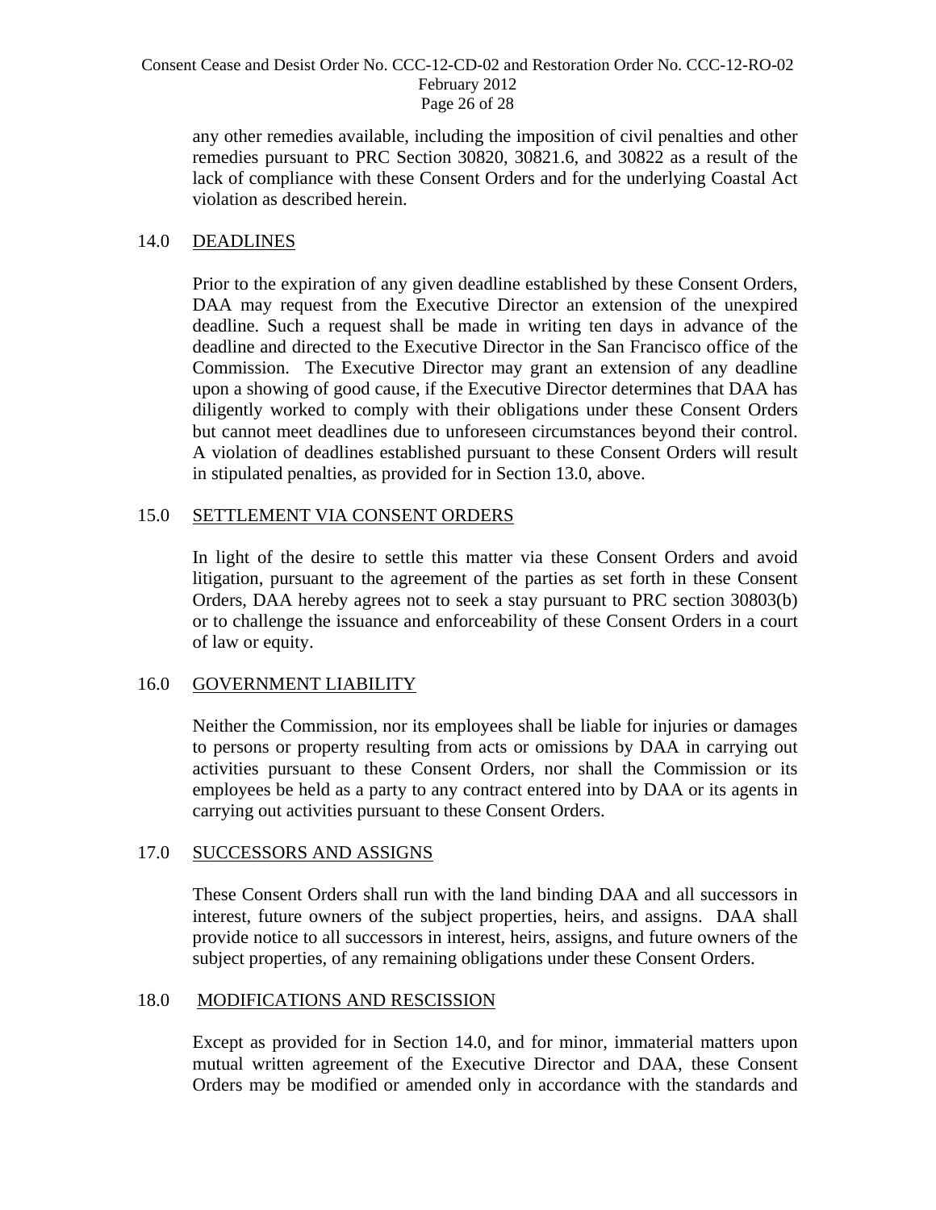any other remedies available, including the imposition of civil penalties and other remedies pursuant to PRC Section 30820, 30821.6, and 30822 as a result of the lack of compliance with these Consent Orders and for the underlying Coastal Act violation as described herein.

## 14.0 DEADLINES

Prior to the expiration of any given deadline established by these Consent Orders, DAA may request from the Executive Director an extension of the unexpired deadline. Such a request shall be made in writing ten days in advance of the deadline and directed to the Executive Director in the San Francisco office of the Commission. The Executive Director may grant an extension of any deadline upon a showing of good cause, if the Executive Director determines that DAA has diligently worked to comply with their obligations under these Consent Orders but cannot meet deadlines due to unforeseen circumstances beyond their control. A violation of deadlines established pursuant to these Consent Orders will result in stipulated penalties, as provided for in Section 13.0, above.

## 15.0 SETTLEMENT VIA CONSENT ORDERS

In light of the desire to settle this matter via these Consent Orders and avoid litigation, pursuant to the agreement of the parties as set forth in these Consent Orders, DAA hereby agrees not to seek a stay pursuant to PRC section 30803(b) or to challenge the issuance and enforceability of these Consent Orders in a court of law or equity.

## 16.0 GOVERNMENT LIABILITY

Neither the Commission, nor its employees shall be liable for injuries or damages to persons or property resulting from acts or omissions by DAA in carrying out activities pursuant to these Consent Orders, nor shall the Commission or its employees be held as a party to any contract entered into by DAA or its agents in carrying out activities pursuant to these Consent Orders.

## 17.0 SUCCESSORS AND ASSIGNS

These Consent Orders shall run with the land binding DAA and all successors in interest, future owners of the subject properties, heirs, and assigns. DAA shall provide notice to all successors in interest, heirs, assigns, and future owners of the subject properties, of any remaining obligations under these Consent Orders.

## 18.0 MODIFICATIONS AND RESCISSION

Except as provided for in Section 14.0, and for minor, immaterial matters upon mutual written agreement of the Executive Director and DAA, these Consent Orders may be modified or amended only in accordance with the standards and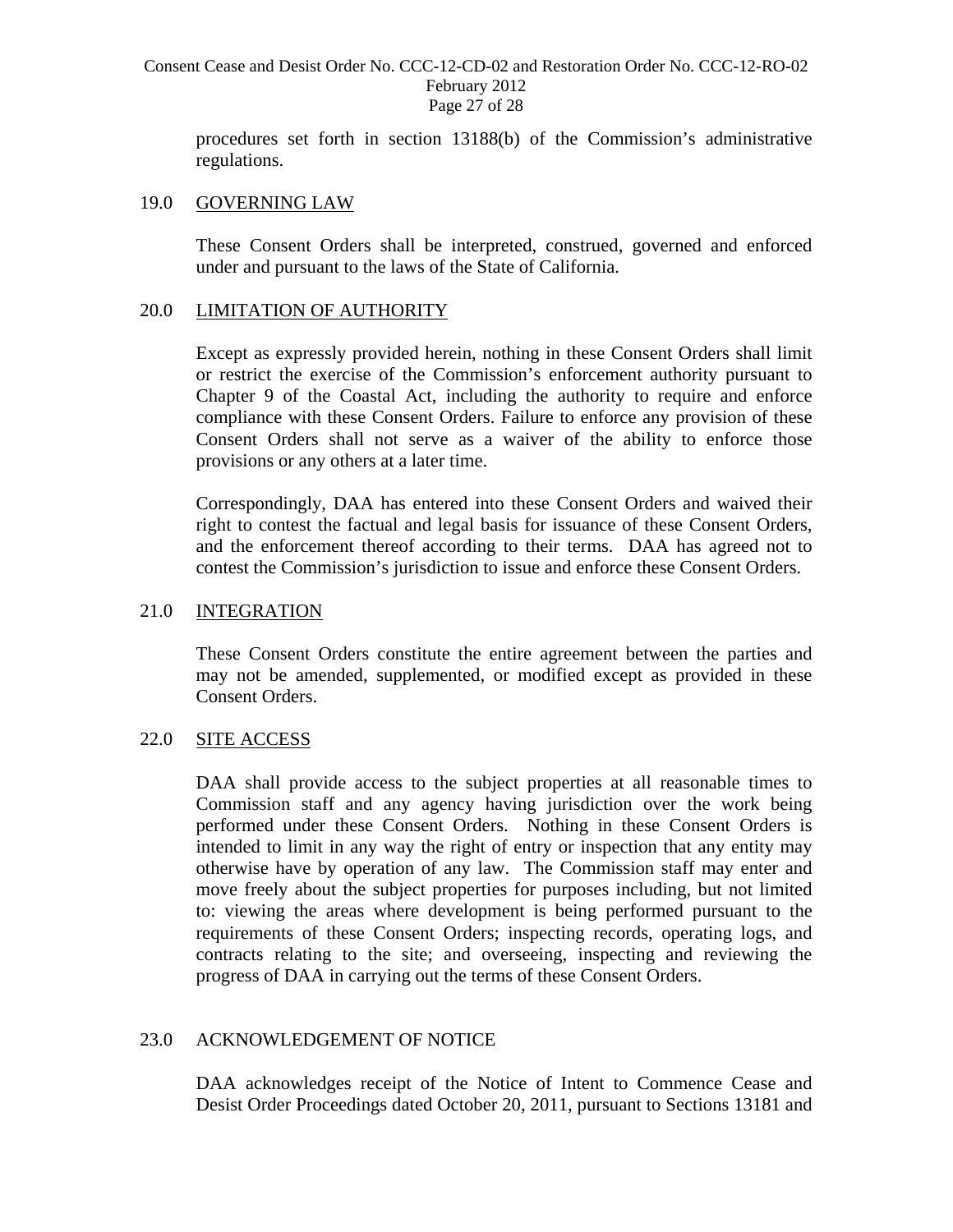procedures set forth in section 13188(b) of the Commission's administrative regulations.

## 19.0 GOVERNING LAW

These Consent Orders shall be interpreted, construed, governed and enforced under and pursuant to the laws of the State of California.

## 20.0 LIMITATION OF AUTHORITY

Except as expressly provided herein, nothing in these Consent Orders shall limit or restrict the exercise of the Commission's enforcement authority pursuant to Chapter 9 of the Coastal Act, including the authority to require and enforce compliance with these Consent Orders. Failure to enforce any provision of these Consent Orders shall not serve as a waiver of the ability to enforce those provisions or any others at a later time.

Correspondingly, DAA has entered into these Consent Orders and waived their right to contest the factual and legal basis for issuance of these Consent Orders, and the enforcement thereof according to their terms. DAA has agreed not to contest the Commission's jurisdiction to issue and enforce these Consent Orders.

## 21.0 INTEGRATION

These Consent Orders constitute the entire agreement between the parties and may not be amended, supplemented, or modified except as provided in these Consent Orders.

## 22.0 SITE ACCESS

DAA shall provide access to the subject properties at all reasonable times to Commission staff and any agency having jurisdiction over the work being performed under these Consent Orders. Nothing in these Consent Orders is intended to limit in any way the right of entry or inspection that any entity may otherwise have by operation of any law. The Commission staff may enter and move freely about the subject properties for purposes including, but not limited to: viewing the areas where development is being performed pursuant to the requirements of these Consent Orders; inspecting records, operating logs, and contracts relating to the site; and overseeing, inspecting and reviewing the progress of DAA in carrying out the terms of these Consent Orders.

## 23.0 ACKNOWLEDGEMENT OF NOTICE

DAA acknowledges receipt of the Notice of Intent to Commence Cease and Desist Order Proceedings dated October 20, 2011, pursuant to Sections 13181 and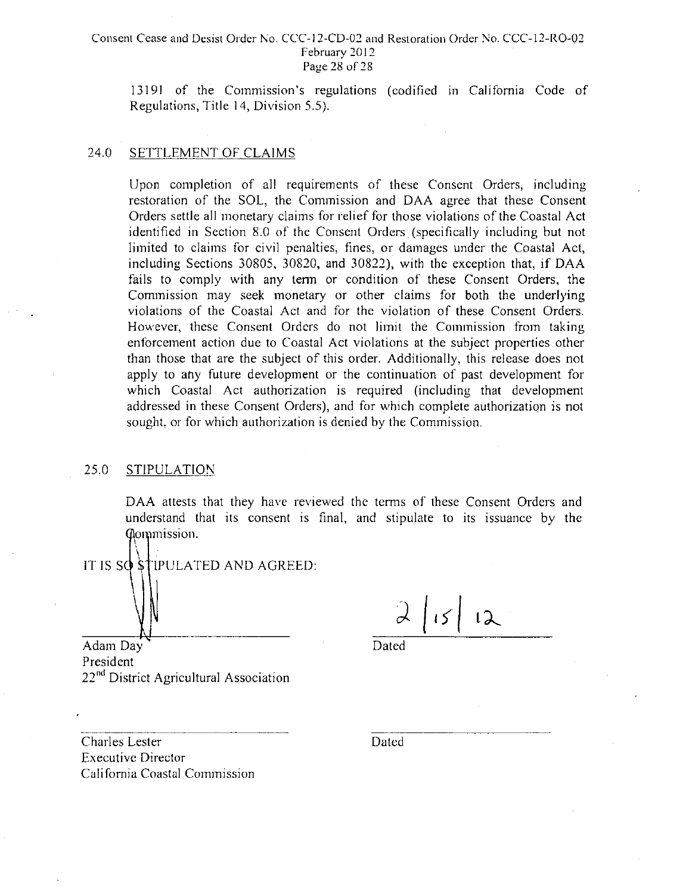13191 of the Commission's regulations (codified in California Code of Regulations, Title 14, Division 5.5).

## 24.0 SETTLEMENT OF CLAIMS

Upon completion of all requirements of these Consent Orders, including restoration of the SOL, the Commission and DAA agree that these Consent Orders settle all monetary claims for relief for those violations of the Coastal Act identified in Section 8.0 of the Consent Orders (specifically including but not limited to claims for civil penalties, fines, or damages under the Coastal Act, including Sections 30805, 30820, and 30822), with the exception that, if DAA fails to comply with any term or condition of these Consent Orders, the Commission may seek monetary or other claims for both the underlying violations of the Coastal Act and for the violation of these Consent Orders. However, these Consent Orders do not limit the Commission from taking enforcement action due to Coastal Act violations at the subject properties other than those that are the subject of this order. Additionally, this release does not apply to any future development or the continuation of past development for which Coastal Act authorization is required (including that development addressed in these Consent Orders), and for which complete authorization is not sought, or for which authorization is denied by the Commission.

## 25.0 STIPULATION

DAA attests that they have reviewed the terms of these Consent Orders and understand that its consent is final, and stipulate to its issuance by the Commission.

IT IS SO STIPULATED AND AGREED:

Adam Day
President
22nd District Agricultural Association

2/15/12
Dated

Charles Lester
Executive Director
California Coastal Commission

Dated